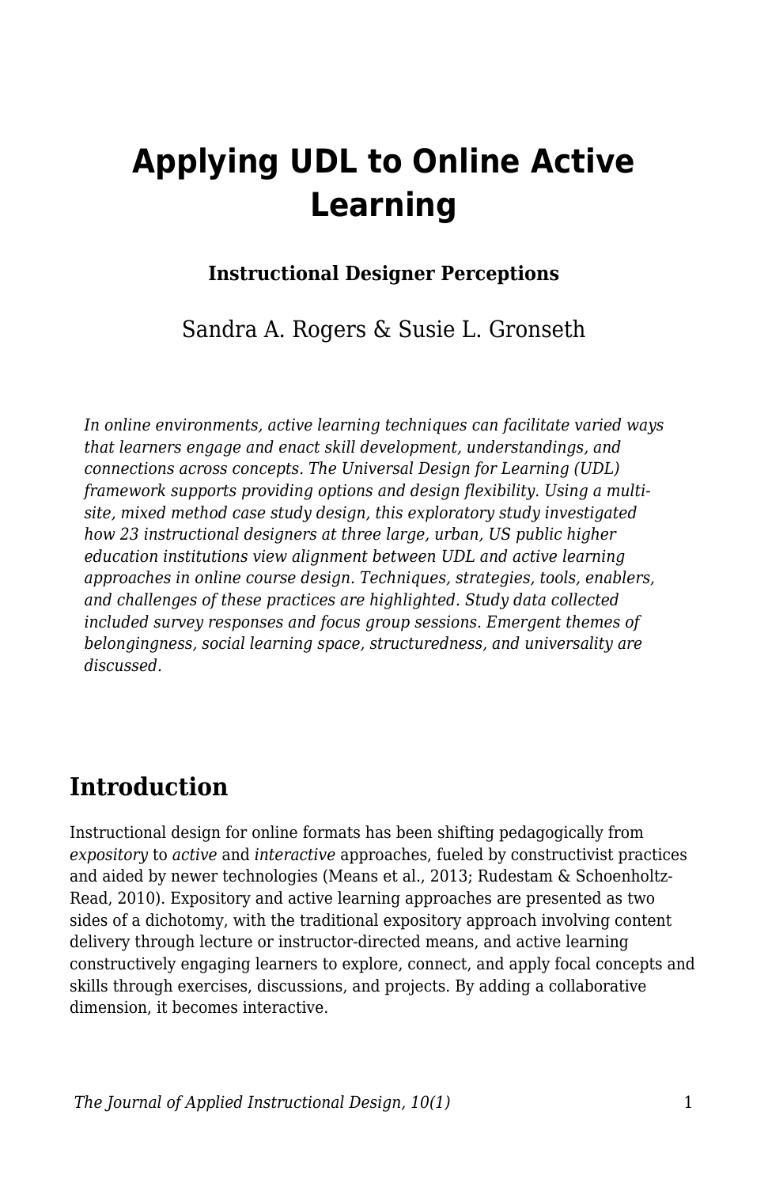# Applying UDL to Online Active Learning

**Instructional Designer Perceptions**

Sandra A. Rogers & Susie L. Gronseth

*In online environments, active learning techniques can facilitate varied ways that learners engage and enact skill development, understandings, and connections across concepts. The Universal Design for Learning (UDL) framework supports providing options and design flexibility. Using a multi-site, mixed method case study design, this exploratory study investigated how 23 instructional designers at three large, urban, US public higher education institutions view alignment between UDL and active learning approaches in online course design. Techniques, strategies, tools, enablers, and challenges of these practices are highlighted. Study data collected included survey responses and focus group sessions. Emergent themes of belongingness, social learning space, structuredness, and universality are discussed.*

## Introduction

Instructional design for online formats has been shifting pedagogically from *expository* to *active* and *interactive* approaches, fueled by constructivist practices and aided by newer technologies (Means et al., 2013; Rudestam & Schoenholtz-Read, 2010). Expository and active learning approaches are presented as two sides of a dichotomy, with the traditional expository approach involving content delivery through lecture or instructor-directed means, and active learning constructively engaging learners to explore, connect, and apply focal concepts and skills through exercises, discussions, and projects. By adding a collaborative dimension, it becomes interactive.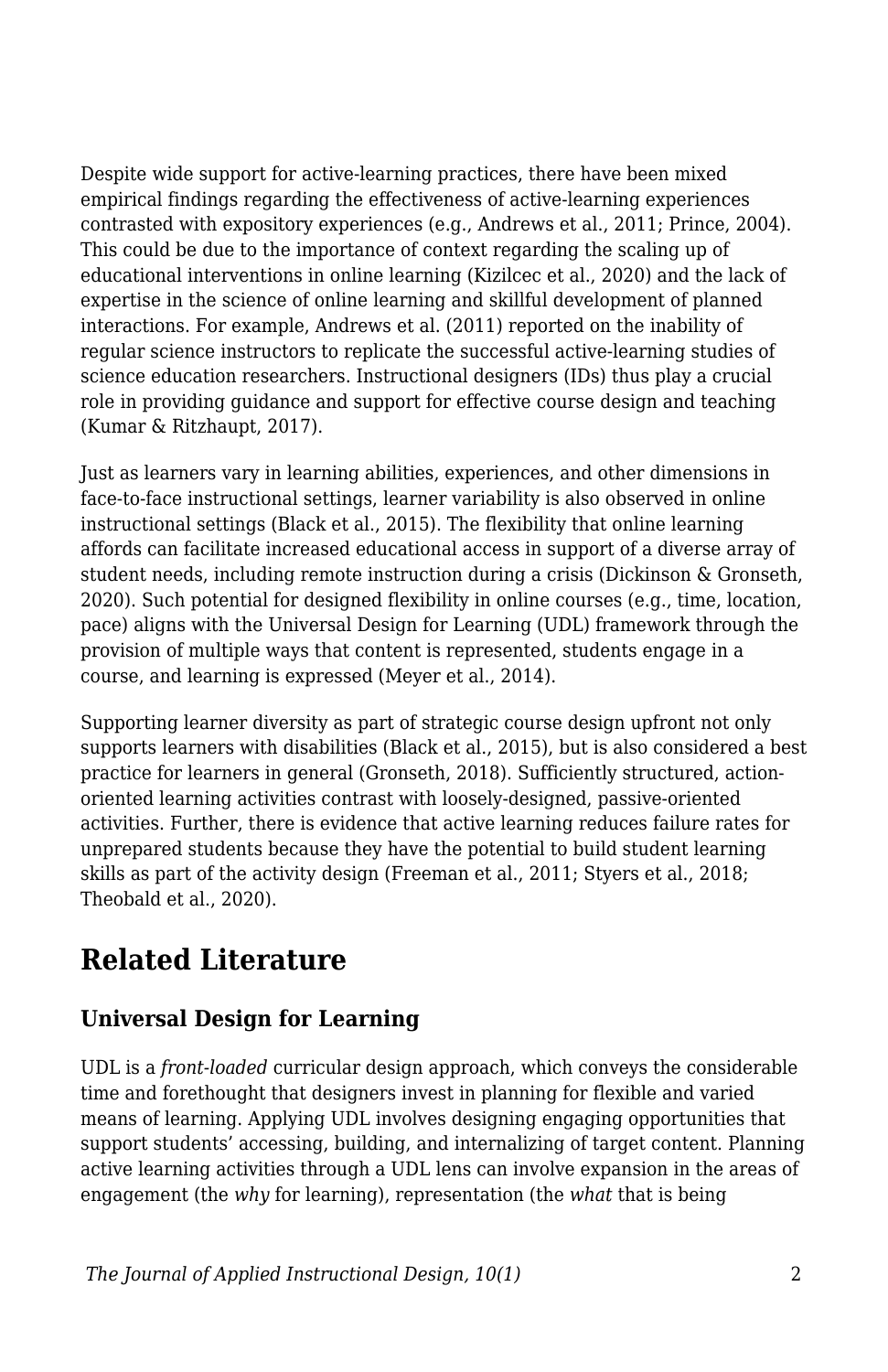Despite wide support for active-learning practices, there have been mixed empirical findings regarding the effectiveness of active-learning experiences contrasted with expository experiences (e.g., Andrews et al., 2011; Prince, 2004). This could be due to the importance of context regarding the scaling up of educational interventions in online learning (Kizilcec et al., 2020) and the lack of expertise in the science of online learning and skillful development of planned interactions. For example, Andrews et al. (2011) reported on the inability of regular science instructors to replicate the successful active-learning studies of science education researchers. Instructional designers (IDs) thus play a crucial role in providing guidance and support for effective course design and teaching (Kumar & Ritzhaupt, 2017).

Just as learners vary in learning abilities, experiences, and other dimensions in face-to-face instructional settings, learner variability is also observed in online instructional settings (Black et al., 2015). The flexibility that online learning affords can facilitate increased educational access in support of a diverse array of student needs, including remote instruction during a crisis (Dickinson & Gronseth, 2020). Such potential for designed flexibility in online courses (e.g., time, location, pace) aligns with the Universal Design for Learning (UDL) framework through the provision of multiple ways that content is represented, students engage in a course, and learning is expressed (Meyer et al., 2014).

Supporting learner diversity as part of strategic course design upfront not only supports learners with disabilities (Black et al., 2015), but is also considered a best practice for learners in general (Gronseth, 2018). Sufficiently structured, action-oriented learning activities contrast with loosely-designed, passive-oriented activities. Further, there is evidence that active learning reduces failure rates for unprepared students because they have the potential to build student learning skills as part of the activity design (Freeman et al., 2011; Styers et al., 2018; Theobald et al., 2020).

## Related Literature

### Universal Design for Learning

UDL is a *front-loaded* curricular design approach, which conveys the considerable time and forethought that designers invest in planning for flexible and varied means of learning. Applying UDL involves designing engaging opportunities that support students' accessing, building, and internalizing of target content. Planning active learning activities through a UDL lens can involve expansion in the areas of engagement (the *why* for learning), representation (the *what* that is being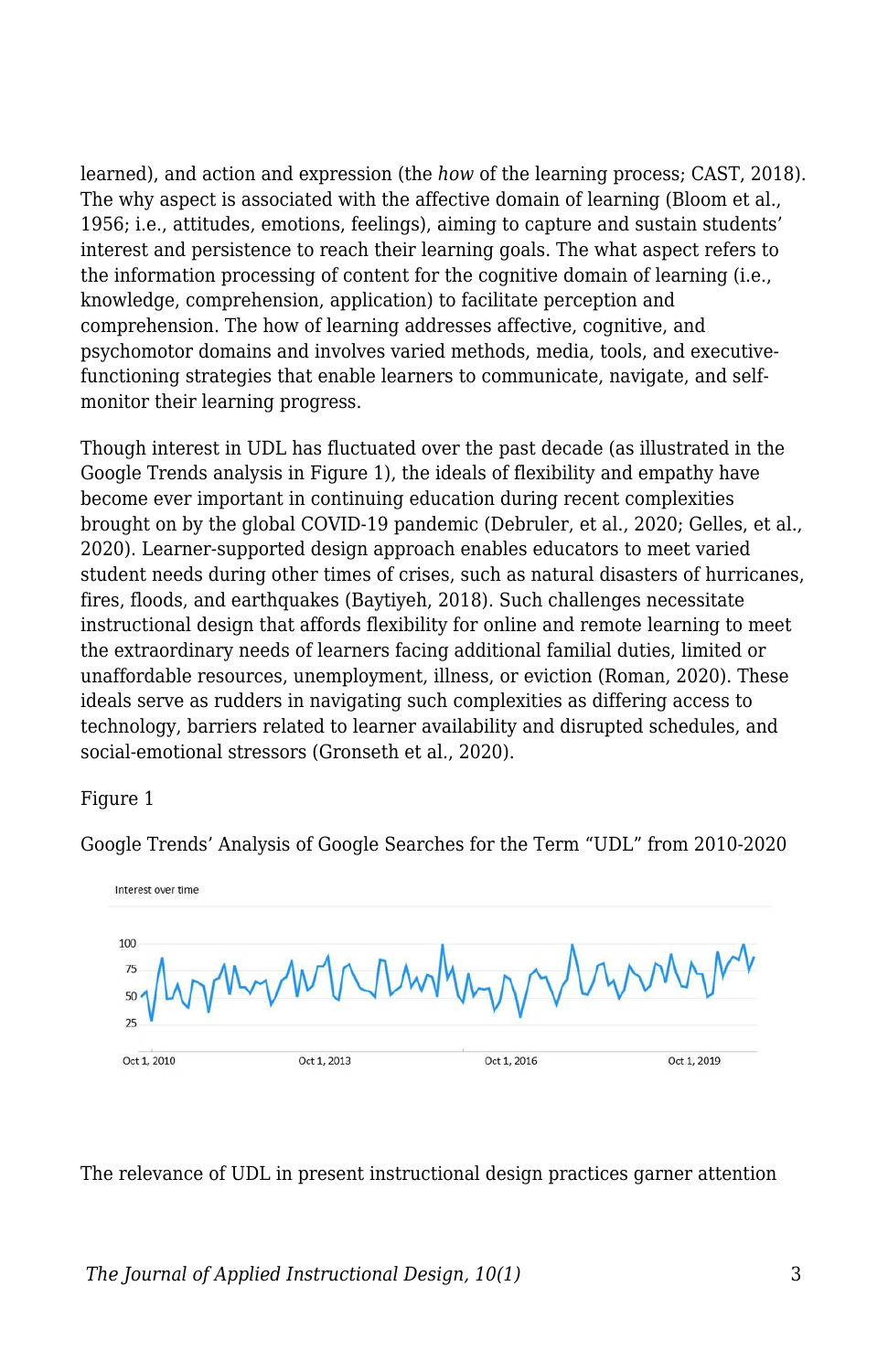learned), and action and expression (the *how* of the learning process; CAST, 2018). The why aspect is associated with the affective domain of learning (Bloom et al., 1956; i.e., attitudes, emotions, feelings), aiming to capture and sustain students' interest and persistence to reach their learning goals. The what aspect refers to the information processing of content for the cognitive domain of learning (i.e., knowledge, comprehension, application) to facilitate perception and comprehension. The how of learning addresses affective, cognitive, and psychomotor domains and involves varied methods, media, tools, and executive-functioning strategies that enable learners to communicate, navigate, and self-monitor their learning progress.

Though interest in UDL has fluctuated over the past decade (as illustrated in the Google Trends analysis in Figure 1), the ideals of flexibility and empathy have become ever important in continuing education during recent complexities brought on by the global COVID-19 pandemic (Debruler, et al., 2020; Gelles, et al., 2020). Learner-supported design approach enables educators to meet varied student needs during other times of crises, such as natural disasters of hurricanes, fires, floods, and earthquakes (Baytiyeh, 2018). Such challenges necessitate instructional design that affords flexibility for online and remote learning to meet the extraordinary needs of learners facing additional familial duties, limited or unaffordable resources, unemployment, illness, or eviction (Roman, 2020). These ideals serve as rudders in navigating such complexities as differing access to technology, barriers related to learner availability and disrupted schedules, and social-emotional stressors (Gronseth et al., 2020).

Figure 1

Google Trends' Analysis of Google Searches for the Term "UDL" from 2010-2020

The relevance of UDL in present instructional design practices garner attention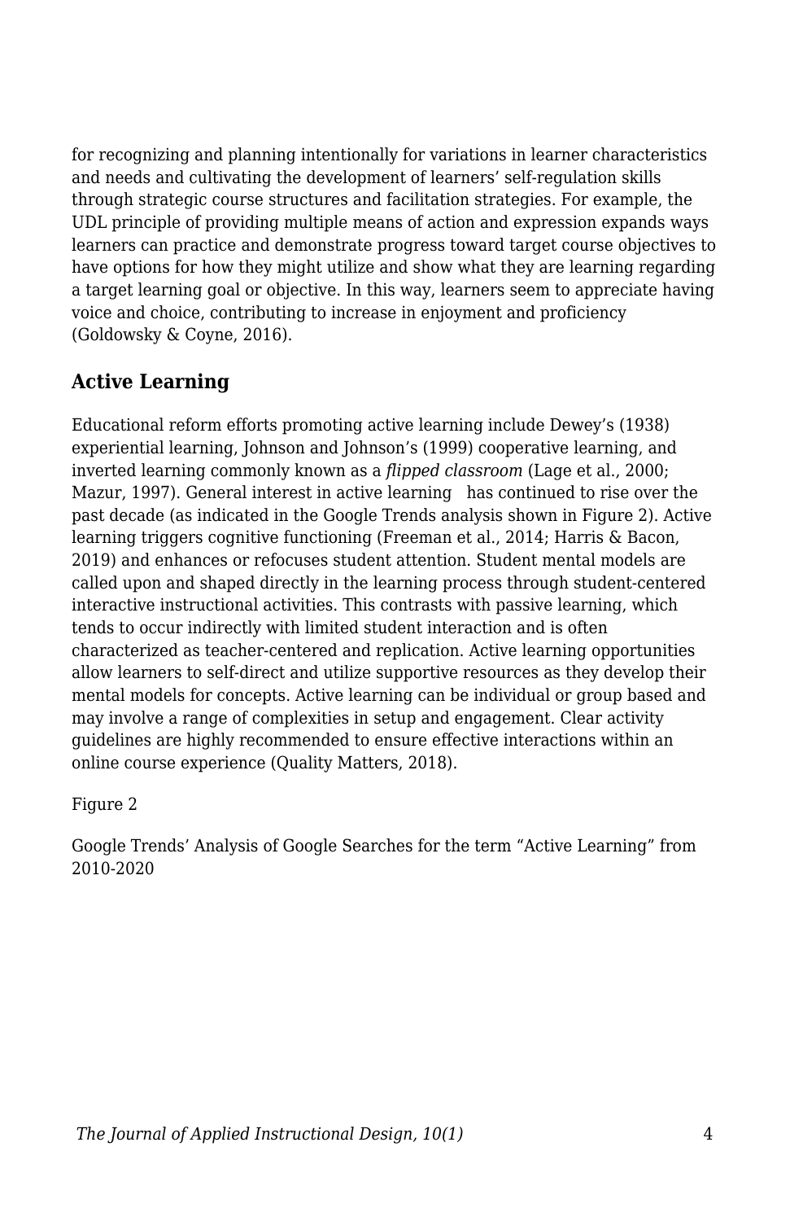for recognizing and planning intentionally for variations in learner characteristics and needs and cultivating the development of learners' self-regulation skills through strategic course structures and facilitation strategies. For example, the UDL principle of providing multiple means of action and expression expands ways learners can practice and demonstrate progress toward target course objectives to have options for how they might utilize and show what they are learning regarding a target learning goal or objective. In this way, learners seem to appreciate having voice and choice, contributing to increase in enjoyment and proficiency (Goldowsky & Coyne, 2016).

## Active Learning

Educational reform efforts promoting active learning include Dewey's (1938) experiential learning, Johnson and Johnson's (1999) cooperative learning, and inverted learning commonly known as a *flipped classroom* (Lage et al., 2000; Mazur, 1997). General interest in active learning has continued to rise over the past decade (as indicated in the Google Trends analysis shown in Figure 2). Active learning triggers cognitive functioning (Freeman et al., 2014; Harris & Bacon, 2019) and enhances or refocuses student attention. Student mental models are called upon and shaped directly in the learning process through student-centered interactive instructional activities. This contrasts with passive learning, which tends to occur indirectly with limited student interaction and is often characterized as teacher-centered and replication. Active learning opportunities allow learners to self-direct and utilize supportive resources as they develop their mental models for concepts. Active learning can be individual or group based and may involve a range of complexities in setup and engagement. Clear activity guidelines are highly recommended to ensure effective interactions within an online course experience (Quality Matters, 2018).

Figure 2

Google Trends' Analysis of Google Searches for the term "Active Learning" from 2010-2020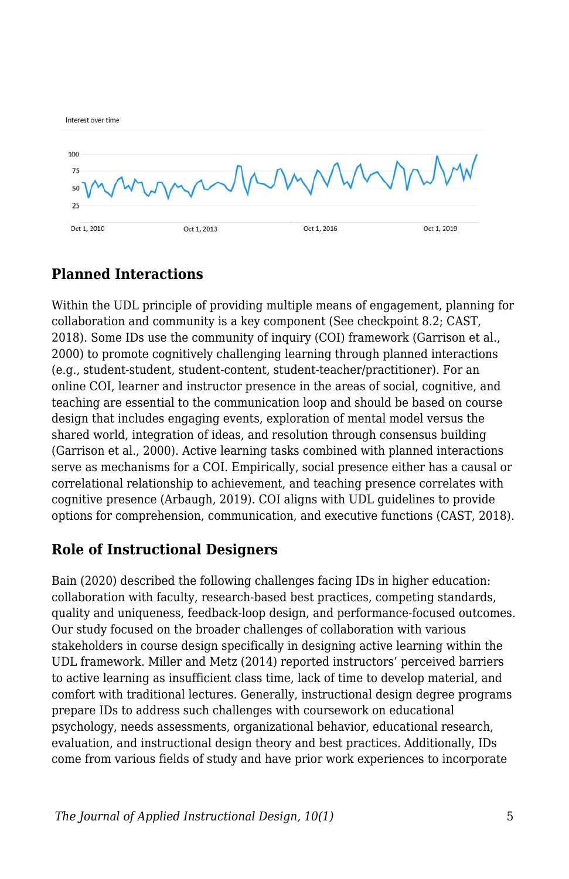Interest over time

100
75
50
25

Oct 1, 2010 Oct 1, 2013 Oct 1, 2016 Oct 1, 2019

### Planned Interactions

Within the UDL principle of providing multiple means of engagement, planning for collaboration and community is a key component (See checkpoint 8.2; CAST, 2018). Some IDs use the community of inquiry (COI) framework (Garrison et al., 2000) to promote cognitively challenging learning through planned interactions (e.g., student-student, student-content, student-teacher/practitioner). For an online COI, learner and instructor presence in the areas of social, cognitive, and teaching are essential to the communication loop and should be based on course design that includes engaging events, exploration of mental model versus the shared world, integration of ideas, and resolution through consensus building (Garrison et al., 2000). Active learning tasks combined with planned interactions serve as mechanisms for a COI. Empirically, social presence either has a causal or correlational relationship to achievement, and teaching presence correlates with cognitive presence (Arbaugh, 2019). COI aligns with UDL guidelines to provide options for comprehension, communication, and executive functions (CAST, 2018).

### Role of Instructional Designers

Bain (2020) described the following challenges facing IDs in higher education: collaboration with faculty, research-based best practices, competing standards, quality and uniqueness, feedback-loop design, and performance-focused outcomes. Our study focused on the broader challenges of collaboration with various stakeholders in course design specifically in designing active learning within the UDL framework. Miller and Metz (2014) reported instructors' perceived barriers to active learning as insufficient class time, lack of time to develop material, and comfort with traditional lectures. Generally, instructional design degree programs prepare IDs to address such challenges with coursework on educational psychology, needs assessments, organizational behavior, educational research, evaluation, and instructional design theory and best practices. Additionally, IDs come from various fields of study and have prior work experiences to incorporate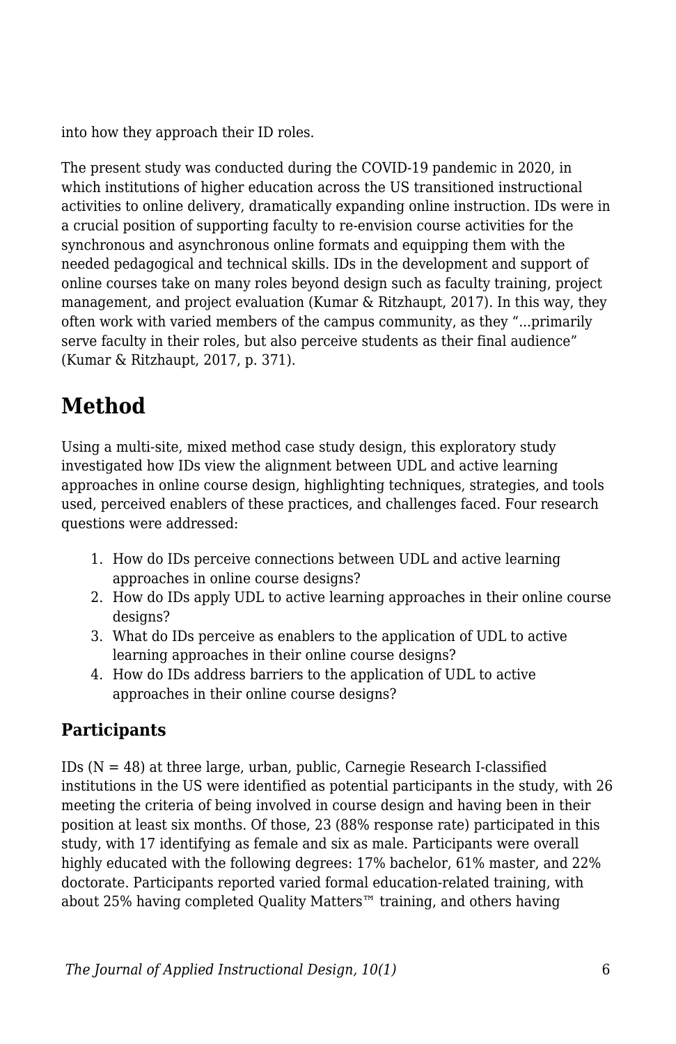into how they approach their ID roles.

The present study was conducted during the COVID-19 pandemic in 2020, in which institutions of higher education across the US transitioned instructional activities to online delivery, dramatically expanding online instruction. IDs were in a crucial position of supporting faculty to re-envision course activities for the synchronous and asynchronous online formats and equipping them with the needed pedagogical and technical skills. IDs in the development and support of online courses take on many roles beyond design such as faculty training, project management, and project evaluation (Kumar & Ritzhaupt, 2017). In this way, they often work with varied members of the campus community, as they "...primarily serve faculty in their roles, but also perceive students as their final audience" (Kumar & Ritzhaupt, 2017, p. 371).

## Method

Using a multi-site, mixed method case study design, this exploratory study investigated how IDs view the alignment between UDL and active learning approaches in online course design, highlighting techniques, strategies, and tools used, perceived enablers of these practices, and challenges faced. Four research questions were addressed:

1. How do IDs perceive connections between UDL and active learning approaches in online course designs?
2. How do IDs apply UDL to active learning approaches in their online course designs?
3. What do IDs perceive as enablers to the application of UDL to active learning approaches in their online course designs?
4. How do IDs address barriers to the application of UDL to active approaches in their online course designs?

### Participants

IDs (N = 48) at three large, urban, public, Carnegie Research I-classified institutions in the US were identified as potential participants in the study, with 26 meeting the criteria of being involved in course design and having been in their position at least six months. Of those, 23 (88% response rate) participated in this study, with 17 identifying as female and six as male. Participants were overall highly educated with the following degrees: 17% bachelor, 61% master, and 22% doctorate. Participants reported varied formal education-related training, with about 25% having completed Quality Matters™ training, and others having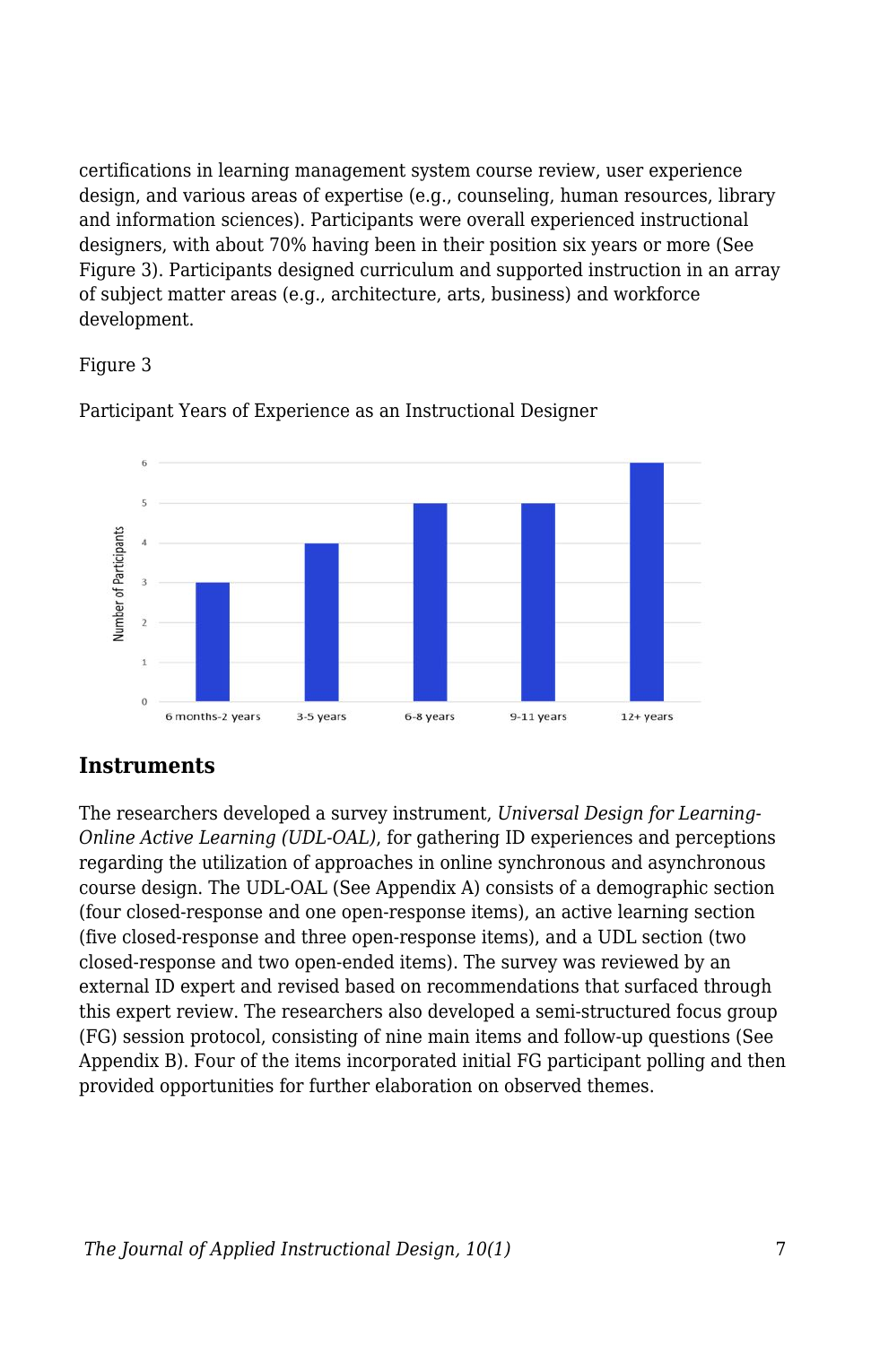certifications in learning management system course review, user experience design, and various areas of expertise (e.g., counseling, human resources, library and information sciences). Participants were overall experienced instructional designers, with about 70% having been in their position six years or more (See Figure 3). Participants designed curriculum and supported instruction in an array of subject matter areas (e.g., architecture, arts, business) and workforce development.

Figure 3

Participant Years of Experience as an Instructional Designer

## Instruments

The researchers developed a survey instrument, *Universal Design for Learning-Online Active Learning (UDL-OAL)*, for gathering ID experiences and perceptions regarding the utilization of approaches in online synchronous and asynchronous course design. The UDL-OAL (See Appendix A) consists of a demographic section (four closed-response and one open-response items), an active learning section (five closed-response and three open-response items), and a UDL section (two closed-response and two open-ended items). The survey was reviewed by an external ID expert and revised based on recommendations that surfaced through this expert review. The researchers also developed a semi-structured focus group (FG) session protocol, consisting of nine main items and follow-up questions (See Appendix B). Four of the items incorporated initial FG participant polling and then provided opportunities for further elaboration on observed themes.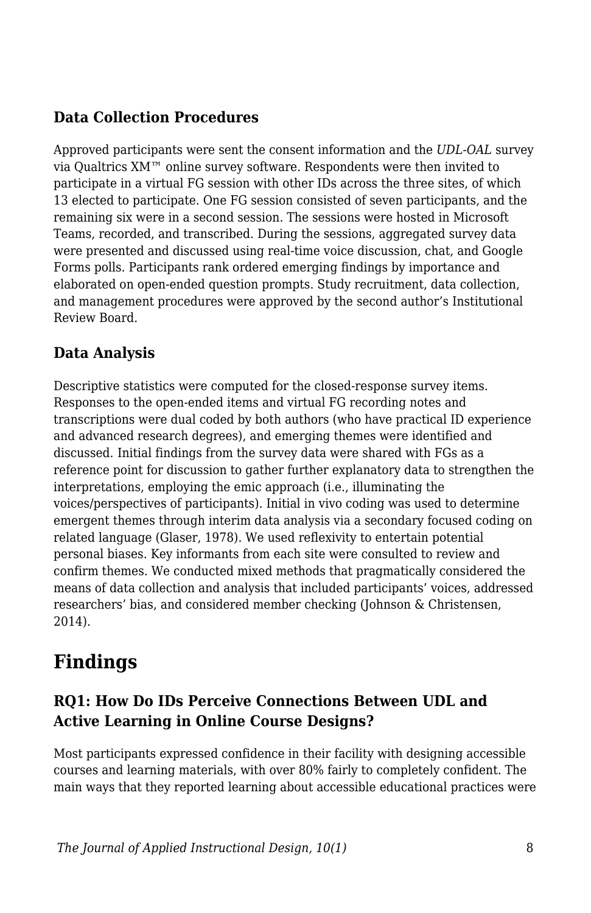### Data Collection Procedures

Approved participants were sent the consent information and the *UDL-OAL* survey via Qualtrics XM™ online survey software. Respondents were then invited to participate in a virtual FG session with other IDs across the three sites, of which 13 elected to participate. One FG session consisted of seven participants, and the remaining six were in a second session. The sessions were hosted in Microsoft Teams, recorded, and transcribed. During the sessions, aggregated survey data were presented and discussed using real-time voice discussion, chat, and Google Forms polls. Participants rank ordered emerging findings by importance and elaborated on open-ended question prompts. Study recruitment, data collection, and management procedures were approved by the second author's Institutional Review Board.

### Data Analysis

Descriptive statistics were computed for the closed-response survey items. Responses to the open-ended items and virtual FG recording notes and transcriptions were dual coded by both authors (who have practical ID experience and advanced research degrees), and emerging themes were identified and discussed. Initial findings from the survey data were shared with FGs as a reference point for discussion to gather further explanatory data to strengthen the interpretations, employing the emic approach (i.e., illuminating the voices/perspectives of participants). Initial in vivo coding was used to determine emergent themes through interim data analysis via a secondary focused coding on related language (Glaser, 1978). We used reflexivity to entertain potential personal biases. Key informants from each site were consulted to review and confirm themes. We conducted mixed methods that pragmatically considered the means of data collection and analysis that included participants' voices, addressed researchers' bias, and considered member checking (Johnson & Christensen, 2014).

## Findings

### RQ1: How Do IDs Perceive Connections Between UDL and Active Learning in Online Course Designs?

Most participants expressed confidence in their facility with designing accessible courses and learning materials, with over 80% fairly to completely confident. The main ways that they reported learning about accessible educational practices were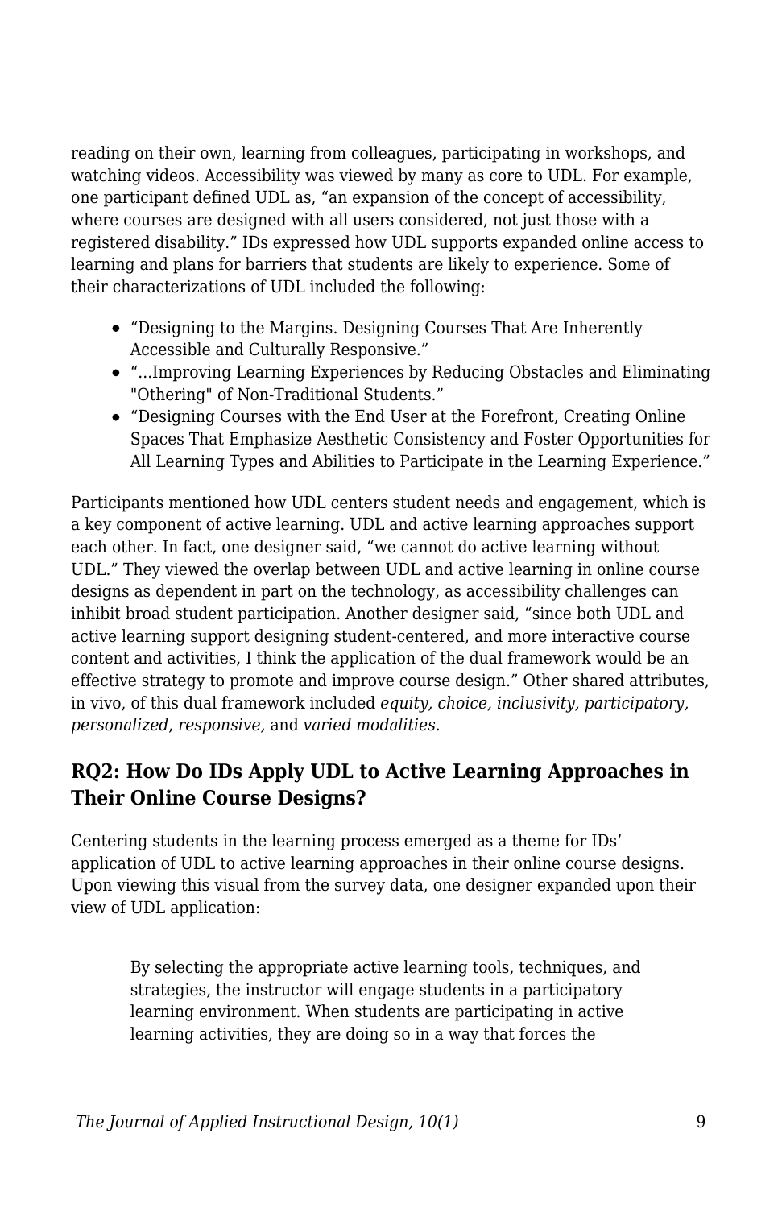reading on their own, learning from colleagues, participating in workshops, and watching videos. Accessibility was viewed by many as core to UDL. For example, one participant defined UDL as, “an expansion of the concept of accessibility, where courses are designed with all users considered, not just those with a registered disability.” IDs expressed how UDL supports expanded online access to learning and plans for barriers that students are likely to experience. Some of their characterizations of UDL included the following:

- “Designing to the Margins. Designing Courses That Are Inherently Accessible and Culturally Responsive.”
- “...Improving Learning Experiences by Reducing Obstacles and Eliminating "Othering" of Non-Traditional Students.”
- “Designing Courses with the End User at the Forefront, Creating Online Spaces That Emphasize Aesthetic Consistency and Foster Opportunities for All Learning Types and Abilities to Participate in the Learning Experience.”

Participants mentioned how UDL centers student needs and engagement, which is a key component of active learning. UDL and active learning approaches support each other. In fact, one designer said, “we cannot do active learning without UDL.” They viewed the overlap between UDL and active learning in online course designs as dependent in part on the technology, as accessibility challenges can inhibit broad student participation. Another designer said, “since both UDL and active learning support designing student-centered, and more interactive course content and activities, I think the application of the dual framework would be an effective strategy to promote and improve course design.” Other shared attributes, in vivo, of this dual framework included *equity, choice, inclusivity, participatory, personalized, responsive,* and *varied modalities*.

### RQ2: How Do IDs Apply UDL to Active Learning Approaches in Their Online Course Designs?

Centering students in the learning process emerged as a theme for IDs' application of UDL to active learning approaches in their online course designs. Upon viewing this visual from the survey data, one designer expanded upon their view of UDL application:

> By selecting the appropriate active learning tools, techniques, and strategies, the instructor will engage students in a participatory learning environment. When students are participating in active learning activities, they are doing so in a way that forces the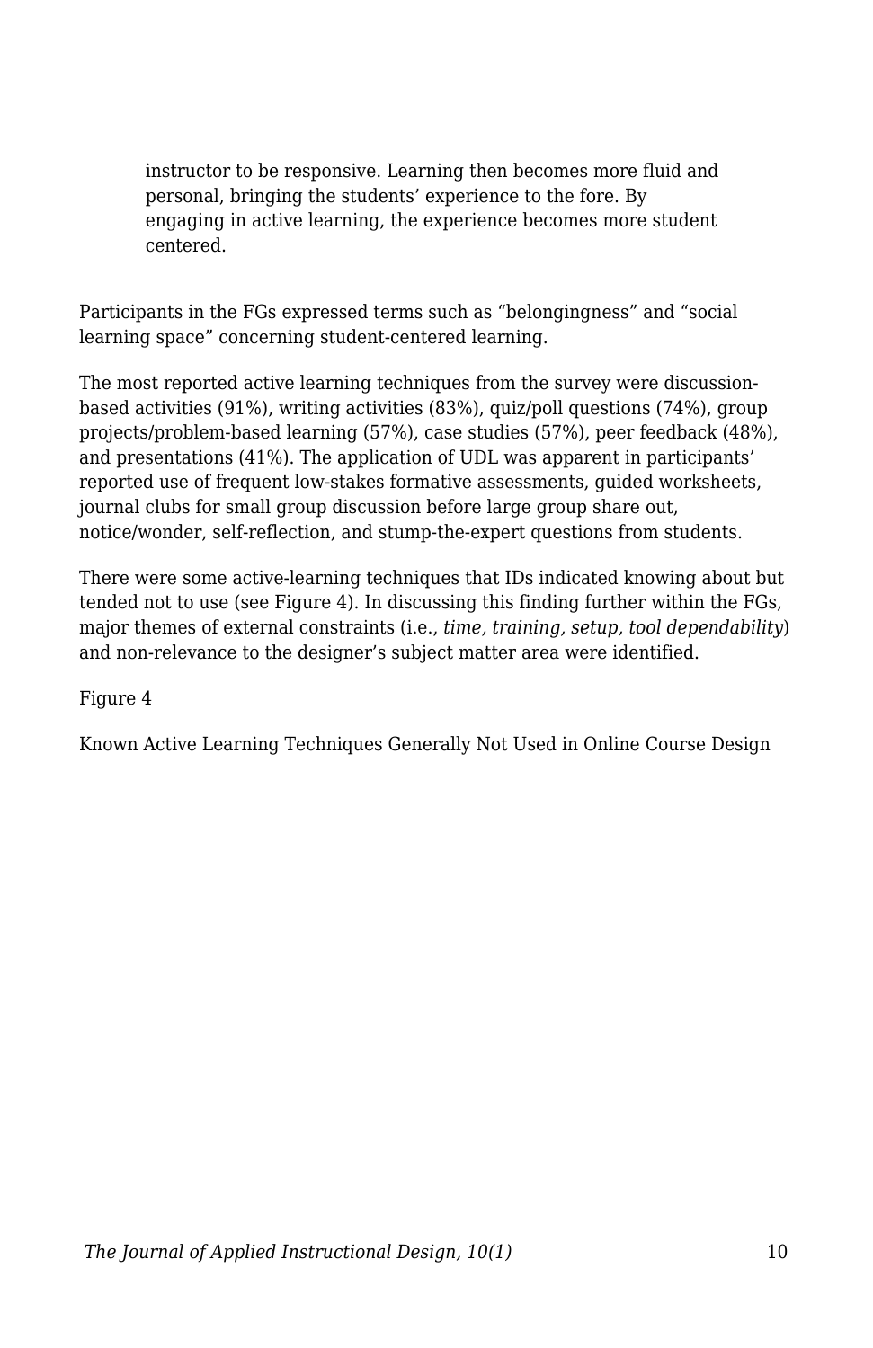> instructor to be responsive. Learning then becomes more fluid and personal, bringing the students' experience to the fore. By engaging in active learning, the experience becomes more student centered.

Participants in the FGs expressed terms such as "belongingness" and "social learning space" concerning student-centered learning.

The most reported active learning techniques from the survey were discussion-based activities (91%), writing activities (83%), quiz/poll questions (74%), group projects/problem-based learning (57%), case studies (57%), peer feedback (48%), and presentations (41%). The application of UDL was apparent in participants' reported use of frequent low-stakes formative assessments, guided worksheets, journal clubs for small group discussion before large group share out, notice/wonder, self-reflection, and stump-the-expert questions from students.

There were some active-learning techniques that IDs indicated knowing about but tended not to use (see Figure 4). In discussing this finding further within the FGs, major themes of external constraints (i.e., *time, training, setup, tool dependability*) and non-relevance to the designer's subject matter area were identified.

Figure 4

Known Active Learning Techniques Generally Not Used in Online Course Design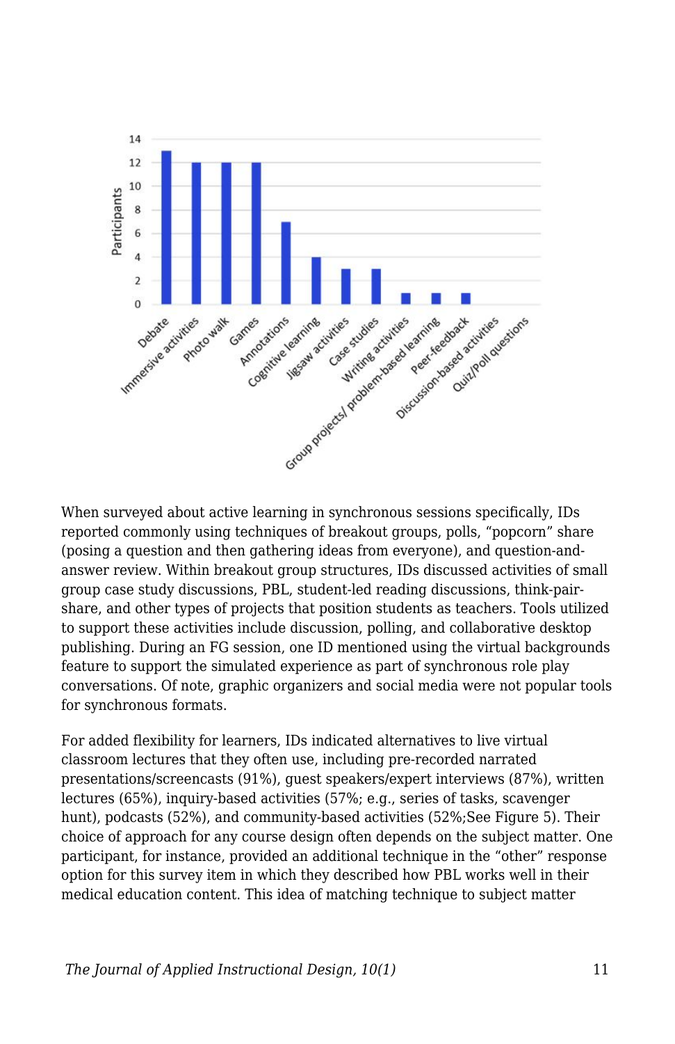When surveyed about active learning in synchronous sessions specifically, IDs reported commonly using techniques of breakout groups, polls, “popcorn” share (posing a question and then gathering ideas from everyone), and question-and-answer review. Within breakout group structures, IDs discussed activities of small group case study discussions, PBL, student-led reading discussions, think-pair-share, and other types of projects that position students as teachers. Tools utilized to support these activities include discussion, polling, and collaborative desktop publishing. During an FG session, one ID mentioned using the virtual backgrounds feature to support the simulated experience as part of synchronous role play conversations. Of note, graphic organizers and social media were not popular tools for synchronous formats.

For added flexibility for learners, IDs indicated alternatives to live virtual classroom lectures that they often use, including pre-recorded narrated presentations/screencasts (91%), guest speakers/expert interviews (87%), written lectures (65%), inquiry-based activities (57%; e.g., series of tasks, scavenger hunt), podcasts (52%), and community-based activities (52%;See Figure 5). Their choice of approach for any course design often depends on the subject matter. One participant, for instance, provided an additional technique in the “other” response option for this survey item in which they described how PBL works well in their medical education content. This idea of matching technique to subject matter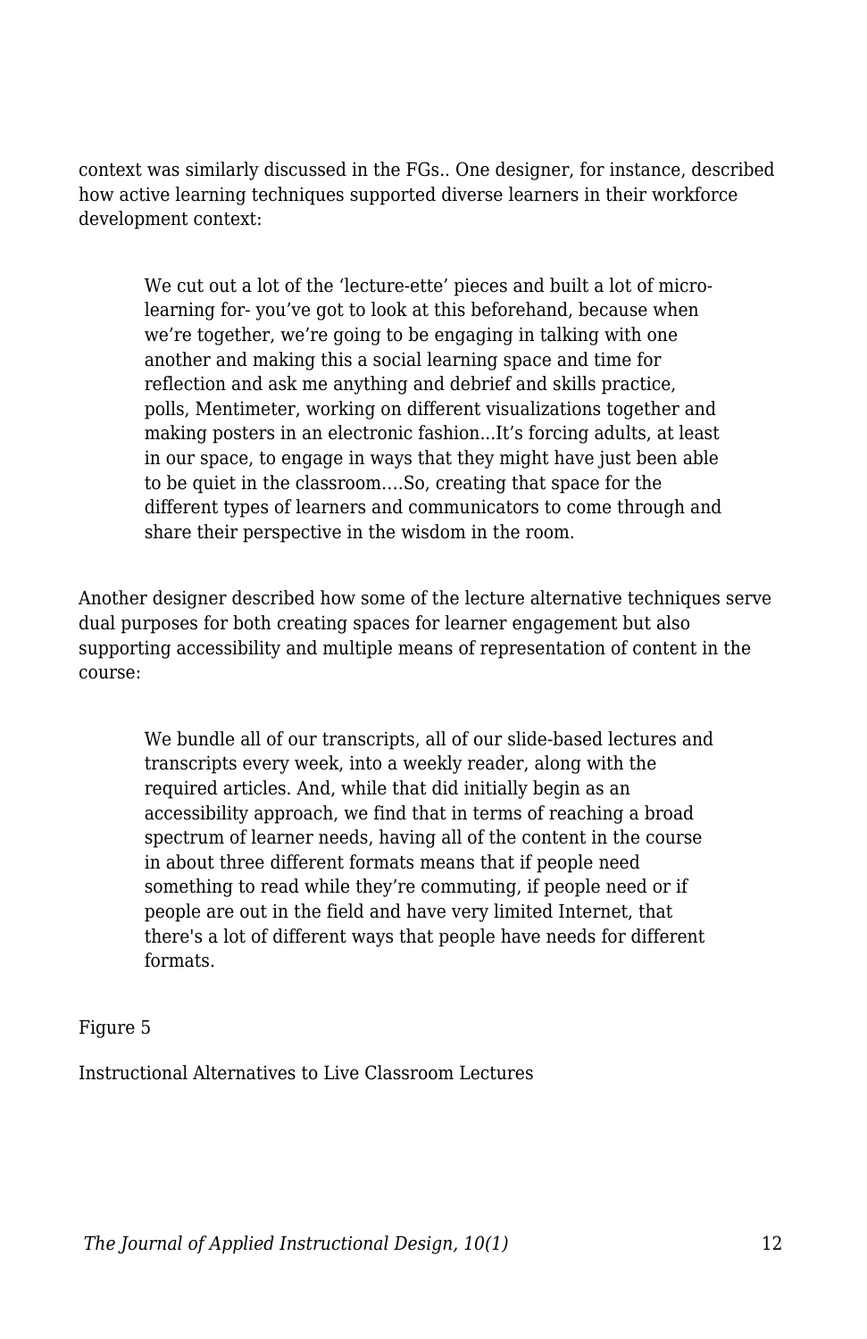context was similarly discussed in the FGs.. One designer, for instance, described how active learning techniques supported diverse learners in their workforce development context:

> We cut out a lot of the 'lecture-ette' pieces and built a lot of micro-learning for- you've got to look at this beforehand, because when we're together, we're going to be engaging in talking with one another and making this a social learning space and time for reflection and ask me anything and debrief and skills practice, polls, Mentimeter, working on different visualizations together and making posters in an electronic fashion...It's forcing adults, at least in our space, to engage in ways that they might have just been able to be quiet in the classroom....So, creating that space for the different types of learners and communicators to come through and share their perspective in the wisdom in the room.

Another designer described how some of the lecture alternative techniques serve dual purposes for both creating spaces for learner engagement but also supporting accessibility and multiple means of representation of content in the course:

> We bundle all of our transcripts, all of our slide-based lectures and transcripts every week, into a weekly reader, along with the required articles. And, while that did initially begin as an accessibility approach, we find that in terms of reaching a broad spectrum of learner needs, having all of the content in the course in about three different formats means that if people need something to read while they're commuting, if people need or if people are out in the field and have very limited Internet, that there's a lot of different ways that people have needs for different formats.

Figure 5

Instructional Alternatives to Live Classroom Lectures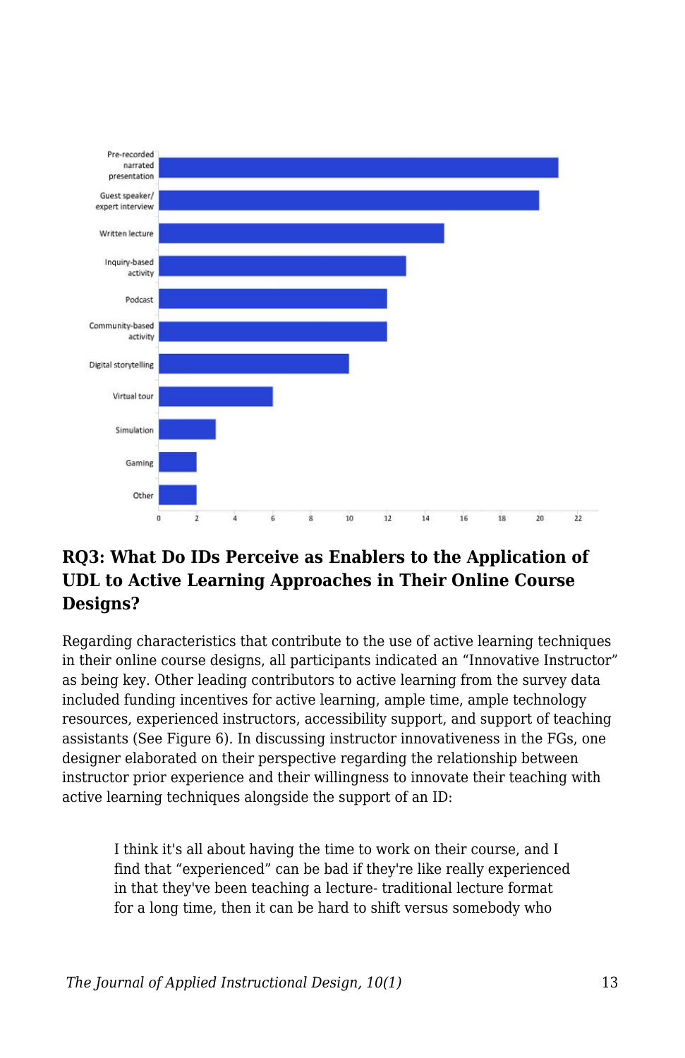| Category | Count |
|---|---|
| Pre-recorded narrated presentation | 21 |
| Guest speaker/ expert interview | 20 |
| Written lecture | 15 |
| Inquiry-based activity | 13 |
| Podcast | 12 |
| Community-based activity | 12 |
| Digital storytelling | 10 |
| Virtual tour | 6 |
| Simulation | 3 |
| Gaming | 2 |
| Other | 2 |

### RQ3: What Do IDs Perceive as Enablers to the Application of UDL to Active Learning Approaches in Their Online Course Designs?

Regarding characteristics that contribute to the use of active learning techniques in their online course designs, all participants indicated an "Innovative Instructor" as being key. Other leading contributors to active learning from the survey data included funding incentives for active learning, ample time, ample technology resources, experienced instructors, accessibility support, and support of teaching assistants (See Figure 6). In discussing instructor innovativeness in the FGs, one designer elaborated on their perspective regarding the relationship between instructor prior experience and their willingness to innovate their teaching with active learning techniques alongside the support of an ID:

> I think it's all about having the time to work on their course, and I find that "experienced" can be bad if they're like really experienced in that they've been teaching a lecture- traditional lecture format for a long time, then it can be hard to shift versus somebody who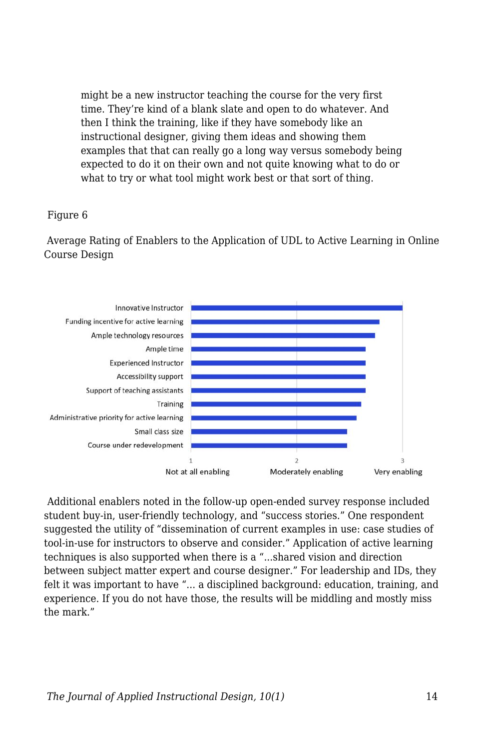> might be a new instructor teaching the course for the very first time. They're kind of a blank slate and open to do whatever. And then I think the training, like if they have somebody like an instructional designer, giving them ideas and showing them examples that that can really go a long way versus somebody being expected to do it on their own and not quite knowing what to do or what to try or what tool might work best or that sort of thing.

Figure 6

Average Rating of Enablers to the Application of UDL to Active Learning in Online Course Design

- Innovative Instructor
- Funding incentive for active learning
- Ample technology resources
- Ample time
- Experienced Instructor
- Accessibility support
- Support of teaching assistants
- Training
- Administrative priority for active learning
- Small class size
- Course under redevelopment

1 Not at all enabling — 2 Moderately enabling — 3 Very enabling

Additional enablers noted in the follow-up open-ended survey response included student buy-in, user-friendly technology, and "success stories." One respondent suggested the utility of "dissemination of current examples in use: case studies of tool-in-use for instructors to observe and consider." Application of active learning techniques is also supported when there is a "...shared vision and direction between subject matter expert and course designer." For leadership and IDs, they felt it was important to have "... a disciplined background: education, training, and experience. If you do not have those, the results will be middling and mostly miss the mark."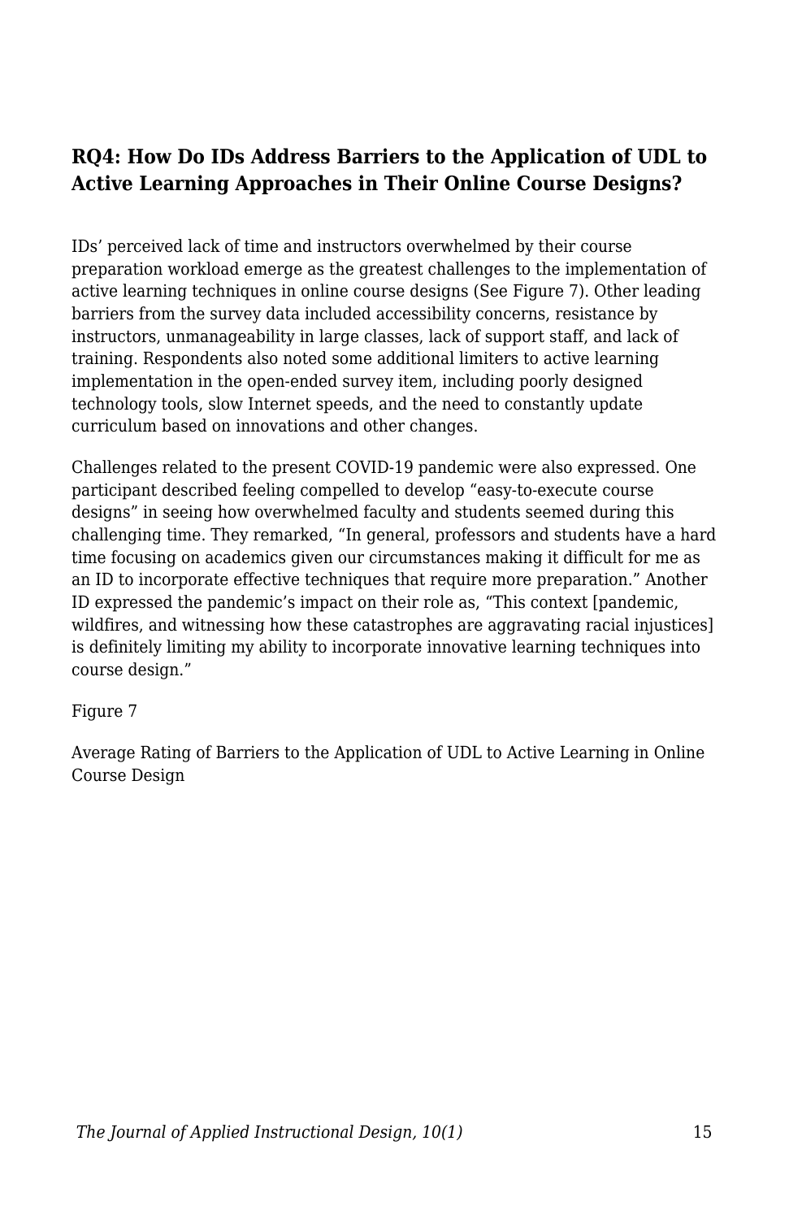### RQ4: How Do IDs Address Barriers to the Application of UDL to Active Learning Approaches in Their Online Course Designs?

IDs' perceived lack of time and instructors overwhelmed by their course preparation workload emerge as the greatest challenges to the implementation of active learning techniques in online course designs (See Figure 7). Other leading barriers from the survey data included accessibility concerns, resistance by instructors, unmanageability in large classes, lack of support staff, and lack of training. Respondents also noted some additional limiters to active learning implementation in the open-ended survey item, including poorly designed technology tools, slow Internet speeds, and the need to constantly update curriculum based on innovations and other changes.

Challenges related to the present COVID-19 pandemic were also expressed. One participant described feeling compelled to develop "easy-to-execute course designs" in seeing how overwhelmed faculty and students seemed during this challenging time. They remarked, "In general, professors and students have a hard time focusing on academics given our circumstances making it difficult for me as an ID to incorporate effective techniques that require more preparation." Another ID expressed the pandemic's impact on their role as, "This context [pandemic, wildfires, and witnessing how these catastrophes are aggravating racial injustices] is definitely limiting my ability to incorporate innovative learning techniques into course design."

Figure 7

Average Rating of Barriers to the Application of UDL to Active Learning in Online Course Design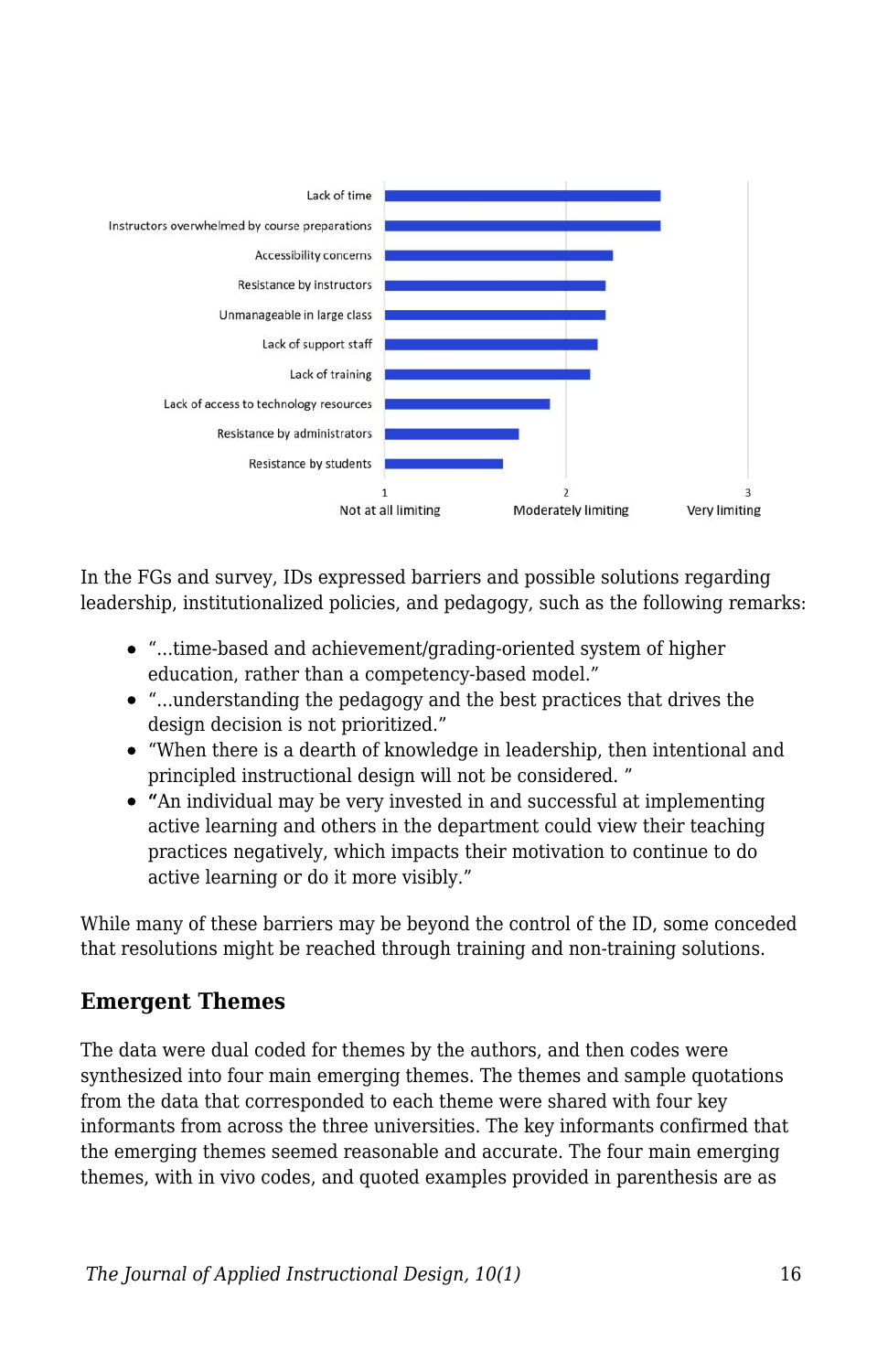In the FGs and survey, IDs expressed barriers and possible solutions regarding leadership, institutionalized policies, and pedagogy, such as the following remarks:

- "...time-based and achievement/grading-oriented system of higher education, rather than a competency-based model."
- "...understanding the pedagogy and the best practices that drives the design decision is not prioritized."
- "When there is a dearth of knowledge in leadership, then intentional and principled instructional design will not be considered. "
- "An individual may be very invested in and successful at implementing active learning and others in the department could view their teaching practices negatively, which impacts their motivation to continue to do active learning or do it more visibly."

While many of these barriers may be beyond the control of the ID, some conceded that resolutions might be reached through training and non-training solutions.

### Emergent Themes

The data were dual coded for themes by the authors, and then codes were synthesized into four main emerging themes. The themes and sample quotations from the data that corresponded to each theme were shared with four key informants from across the three universities. The key informants confirmed that the emerging themes seemed reasonable and accurate. The four main emerging themes, with in vivo codes, and quoted examples provided in parenthesis are as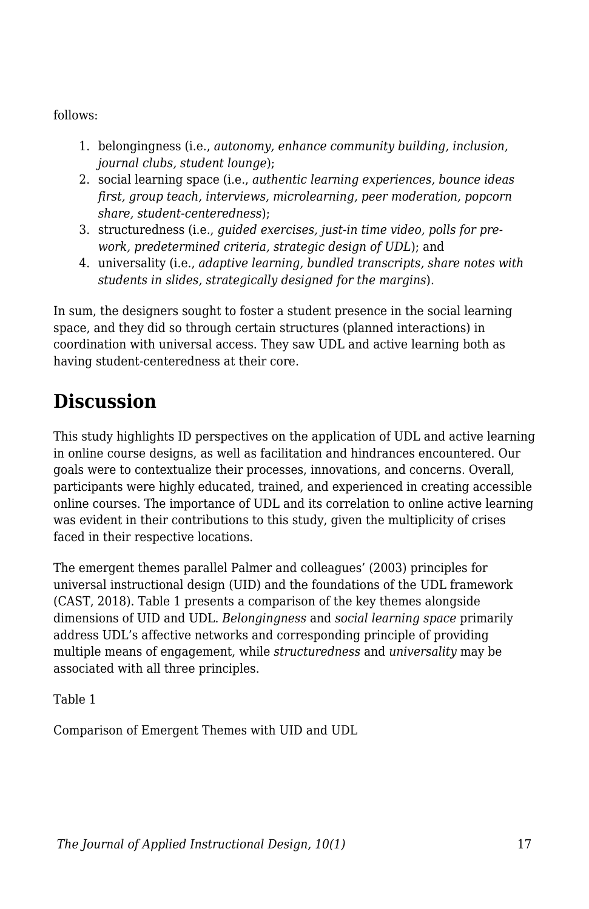follows:

1. belongingness (i.e., *autonomy, enhance community building, inclusion, journal clubs, student lounge*);
2. social learning space (i.e., *authentic learning experiences, bounce ideas first, group teach, interviews, microlearning, peer moderation, popcorn share, student-centeredness*);
3. structuredness (i.e., *guided exercises, just-in time video, polls for pre-work, predetermined criteria, strategic design of UDL*); and
4. universality (i.e., *adaptive learning, bundled transcripts, share notes with students in slides, strategically designed for the margins*).

In sum, the designers sought to foster a student presence in the social learning space, and they did so through certain structures (planned interactions) in coordination with universal access. They saw UDL and active learning both as having student-centeredness at their core.

## Discussion

This study highlights ID perspectives on the application of UDL and active learning in online course designs, as well as facilitation and hindrances encountered. Our goals were to contextualize their processes, innovations, and concerns. Overall, participants were highly educated, trained, and experienced in creating accessible online courses. The importance of UDL and its correlation to online active learning was evident in their contributions to this study, given the multiplicity of crises faced in their respective locations.

The emergent themes parallel Palmer and colleagues' (2003) principles for universal instructional design (UID) and the foundations of the UDL framework (CAST, 2018). Table 1 presents a comparison of the key themes alongside dimensions of UID and UDL. *Belongingness* and *social learning space* primarily address UDL's affective networks and corresponding principle of providing multiple means of engagement, while *structuredness* and *universality* may be associated with all three principles.

Table 1

Comparison of Emergent Themes with UID and UDL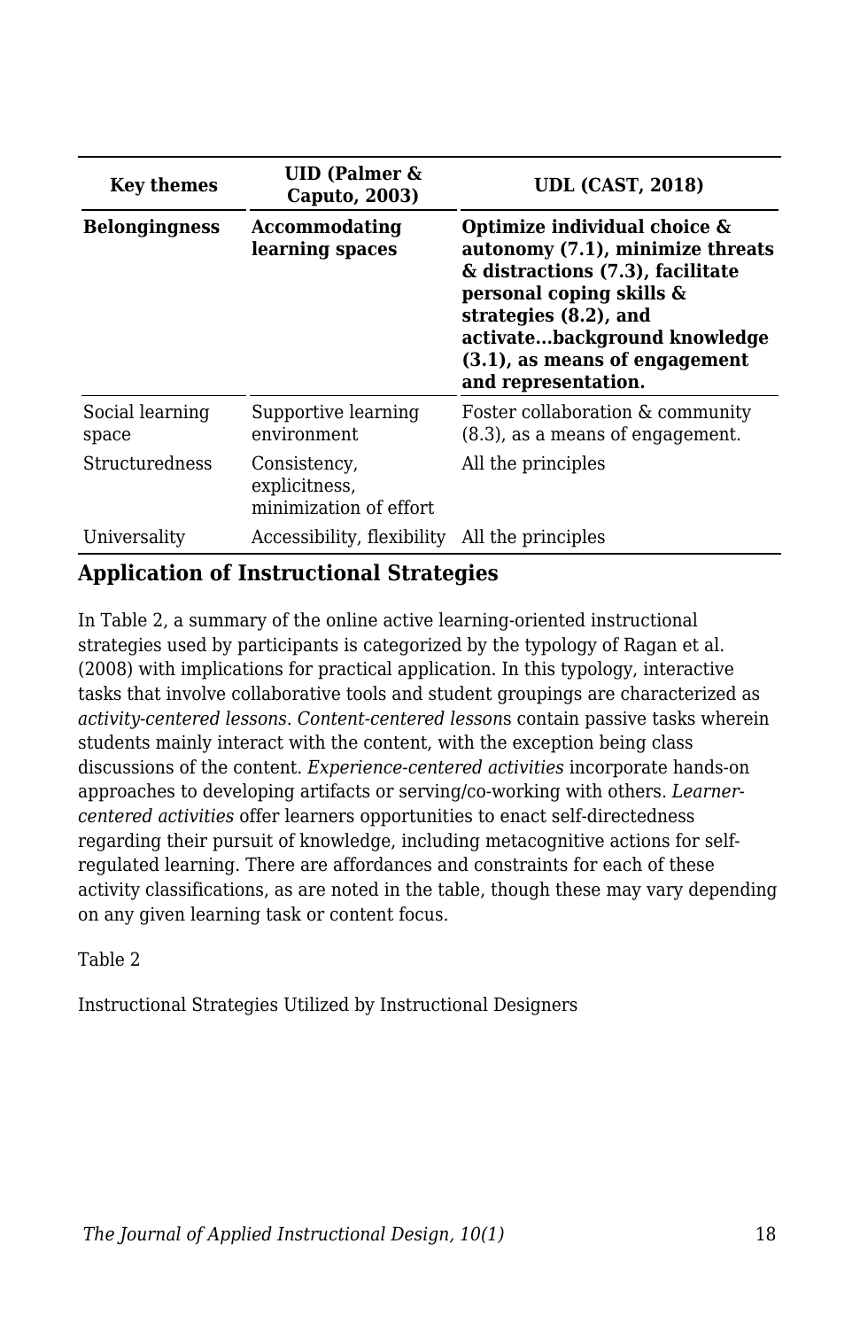| Key themes | UID (Palmer & Caputo, 2003) | UDL (CAST, 2018) |
|---|---|---|
| **Belongingness** | **Accommodating learning spaces** | **Optimize individual choice & autonomy (7.1), minimize threats & distractions (7.3), facilitate personal coping skills & strategies (8.2), and activate...background knowledge (3.1), as means of engagement and representation.** |
| Social learning space | Supportive learning environment | Foster collaboration & community (8.3), as a means of engagement. |
| Structuredness | Consistency, explicitness, minimization of effort | All the principles |
| Universality | Accessibility, flexibility | All the principles |

### Application of Instructional Strategies

In Table 2, a summary of the online active learning-oriented instructional strategies used by participants is categorized by the typology of Ragan et al. (2008) with implications for practical application. In this typology, interactive tasks that involve collaborative tools and student groupings are characterized as *activity-centered lessons*. *Content-centered lesson*s contain passive tasks wherein students mainly interact with the content, with the exception being class discussions of the content. *Experience-centered activities* incorporate hands-on approaches to developing artifacts or serving/co-working with others. *Learner-centered activities* offer learners opportunities to enact self-directedness regarding their pursuit of knowledge, including metacognitive actions for self-regulated learning. There are affordances and constraints for each of these activity classifications, as are noted in the table, though these may vary depending on any given learning task or content focus.

Table 2

Instructional Strategies Utilized by Instructional Designers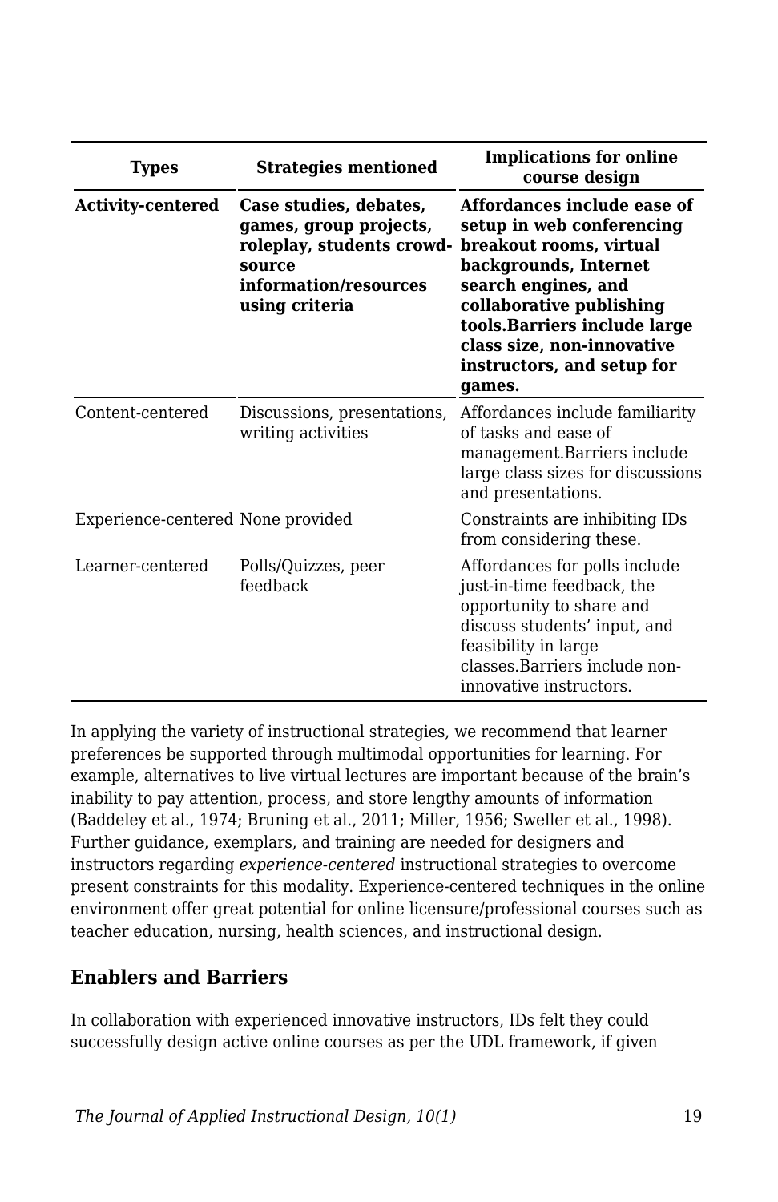| Types | Strategies mentioned | Implications for online course design |
|---|---|---|
| **Activity-centered** | **Case studies, debates, games, group projects, roleplay, students crowd-source information/resources using criteria** | **Affordances include ease of setup in web conferencing breakout rooms, virtual backgrounds, Internet search engines, and collaborative publishing tools.Barriers include large class size, non-innovative instructors, and setup for games.** |
| Content-centered | Discussions, presentations, writing activities | Affordances include familiarity of tasks and ease of management.Barriers include large class sizes for discussions and presentations. |
| Experience-centered | None provided | Constraints are inhibiting IDs from considering these. |
| Learner-centered | Polls/Quizzes, peer feedback | Affordances for polls include just-in-time feedback, the opportunity to share and discuss students' input, and feasibility in large classes.Barriers include non-innovative instructors. |

In applying the variety of instructional strategies, we recommend that learner preferences be supported through multimodal opportunities for learning. For example, alternatives to live virtual lectures are important because of the brain's inability to pay attention, process, and store lengthy amounts of information (Baddeley et al., 1974; Bruning et al., 2011; Miller, 1956; Sweller et al., 1998). Further guidance, exemplars, and training are needed for designers and instructors regarding *experience-centered* instructional strategies to overcome present constraints for this modality. Experience-centered techniques in the online environment offer great potential for online licensure/professional courses such as teacher education, nursing, health sciences, and instructional design.

## Enablers and Barriers

In collaboration with experienced innovative instructors, IDs felt they could successfully design active online courses as per the UDL framework, if given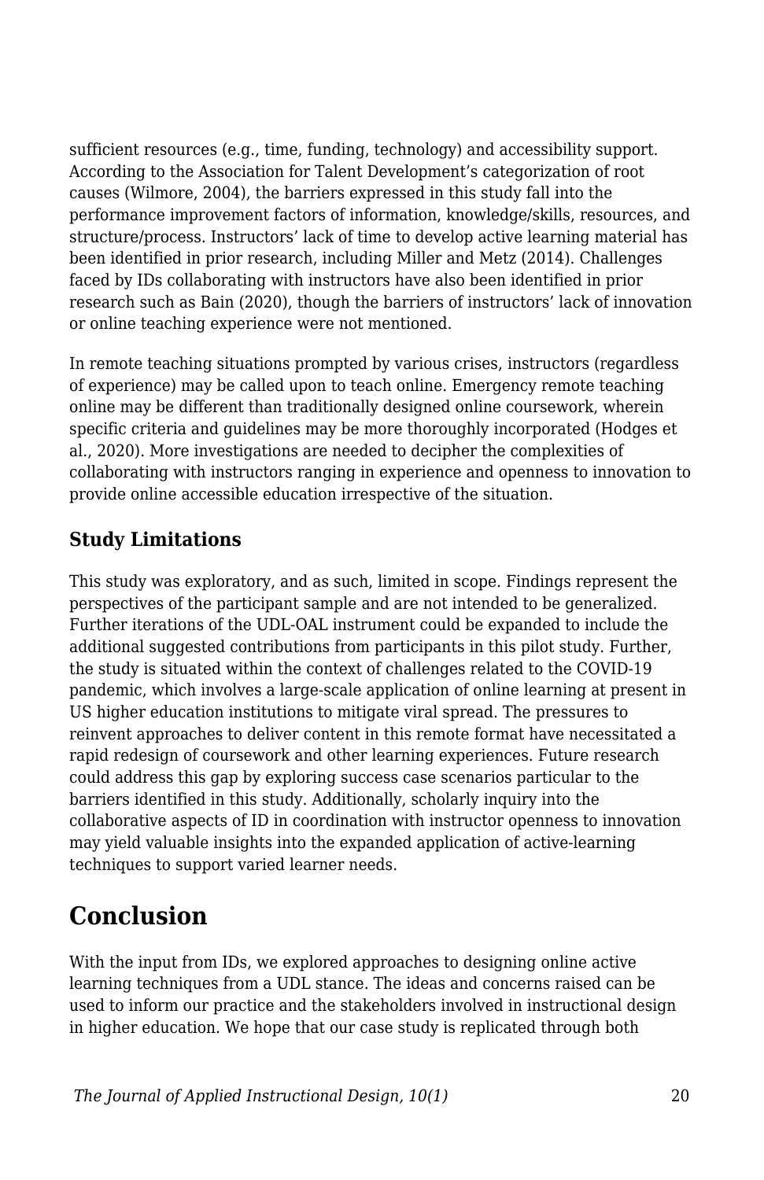sufficient resources (e.g., time, funding, technology) and accessibility support. According to the Association for Talent Development's categorization of root causes (Wilmore, 2004), the barriers expressed in this study fall into the performance improvement factors of information, knowledge/skills, resources, and structure/process. Instructors' lack of time to develop active learning material has been identified in prior research, including Miller and Metz (2014). Challenges faced by IDs collaborating with instructors have also been identified in prior research such as Bain (2020), though the barriers of instructors' lack of innovation or online teaching experience were not mentioned.

In remote teaching situations prompted by various crises, instructors (regardless of experience) may be called upon to teach online. Emergency remote teaching online may be different than traditionally designed online coursework, wherein specific criteria and guidelines may be more thoroughly incorporated (Hodges et al., 2020). More investigations are needed to decipher the complexities of collaborating with instructors ranging in experience and openness to innovation to provide online accessible education irrespective of the situation.

### Study Limitations

This study was exploratory, and as such, limited in scope. Findings represent the perspectives of the participant sample and are not intended to be generalized. Further iterations of the UDL-OAL instrument could be expanded to include the additional suggested contributions from participants in this pilot study. Further, the study is situated within the context of challenges related to the COVID-19 pandemic, which involves a large-scale application of online learning at present in US higher education institutions to mitigate viral spread. The pressures to reinvent approaches to deliver content in this remote format have necessitated a rapid redesign of coursework and other learning experiences. Future research could address this gap by exploring success case scenarios particular to the barriers identified in this study. Additionally, scholarly inquiry into the collaborative aspects of ID in coordination with instructor openness to innovation may yield valuable insights into the expanded application of active-learning techniques to support varied learner needs.

## Conclusion

With the input from IDs, we explored approaches to designing online active learning techniques from a UDL stance. The ideas and concerns raised can be used to inform our practice and the stakeholders involved in instructional design in higher education. We hope that our case study is replicated through both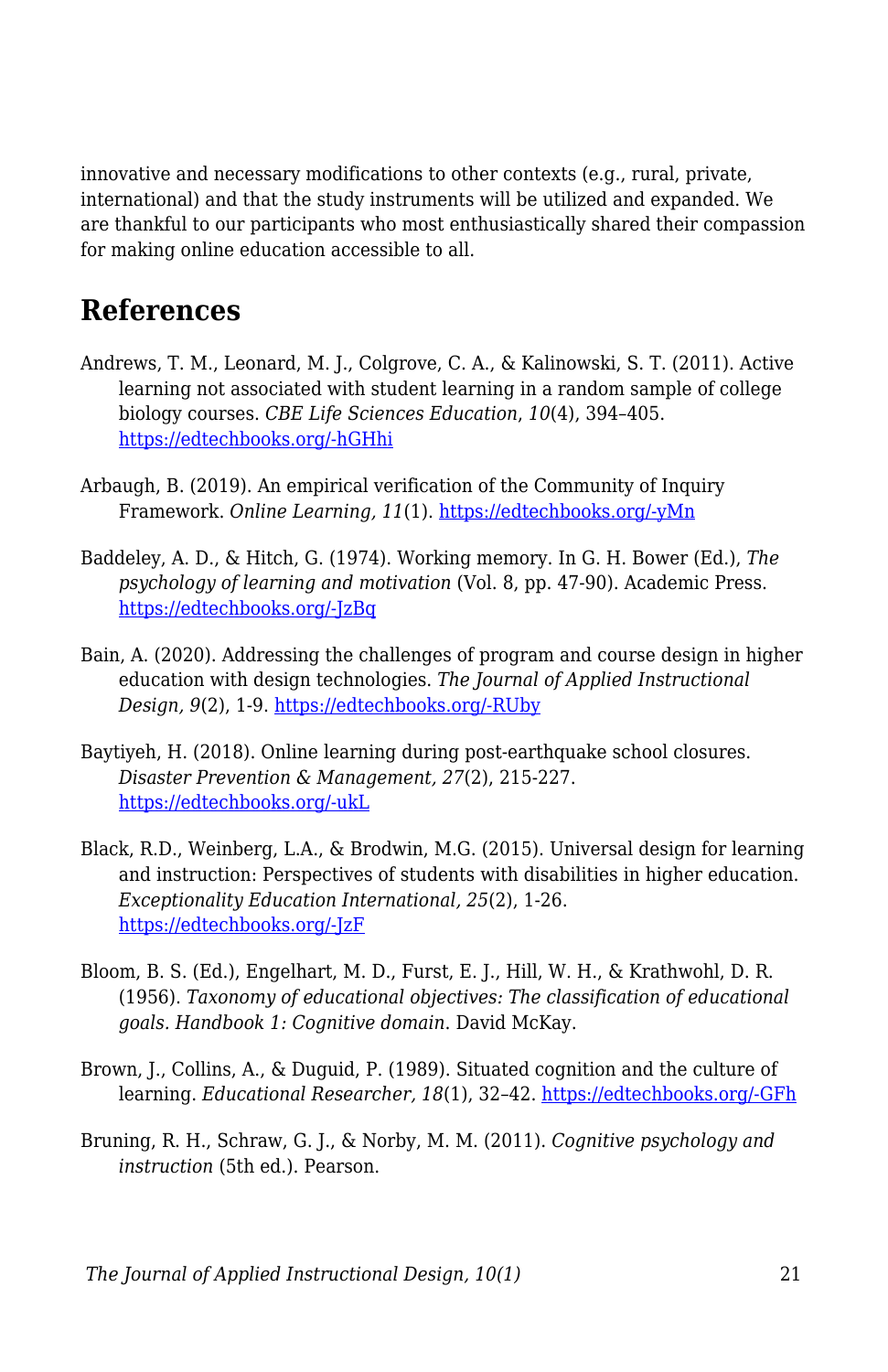innovative and necessary modifications to other contexts (e.g., rural, private, international) and that the study instruments will be utilized and expanded. We are thankful to our participants who most enthusiastically shared their compassion for making online education accessible to all.

## References

Andrews, T. M., Leonard, M. J., Colgrove, C. A., & Kalinowski, S. T. (2011). Active learning not associated with student learning in a random sample of college biology courses. *CBE Life Sciences Education*, *10*(4), 394–405. https://edtechbooks.org/-hGHhi

Arbaugh, B. (2019). An empirical verification of the Community of Inquiry Framework. *Online Learning, 11*(1). https://edtechbooks.org/-yMn

Baddeley, A. D., & Hitch, G. (1974). Working memory. In G. H. Bower (Ed.), *The psychology of learning and motivation* (Vol. 8, pp. 47-90). Academic Press. https://edtechbooks.org/-JzBq

Bain, A. (2020). Addressing the challenges of program and course design in higher education with design technologies. *The Journal of Applied Instructional Design, 9*(2), 1-9. https://edtechbooks.org/-RUby

Baytiyeh, H. (2018). Online learning during post-earthquake school closures. *Disaster Prevention & Management, 27*(2), 215-227. https://edtechbooks.org/-ukL

Black, R.D., Weinberg, L.A., & Brodwin, M.G. (2015). Universal design for learning and instruction: Perspectives of students with disabilities in higher education. *Exceptionality Education International, 25*(2), 1-26. https://edtechbooks.org/-JzF

Bloom, B. S. (Ed.), Engelhart, M. D., Furst, E. J., Hill, W. H., & Krathwohl, D. R. (1956). *Taxonomy of educational objectives: The classification of educational goals. Handbook 1: Cognitive domain*. David McKay.

Brown, J., Collins, A., & Duguid, P. (1989). Situated cognition and the culture of learning. *Educational Researcher, 18*(1), 32–42. https://edtechbooks.org/-GFh

Bruning, R. H., Schraw, G. J., & Norby, M. M. (2011). *Cognitive psychology and instruction* (5th ed.). Pearson.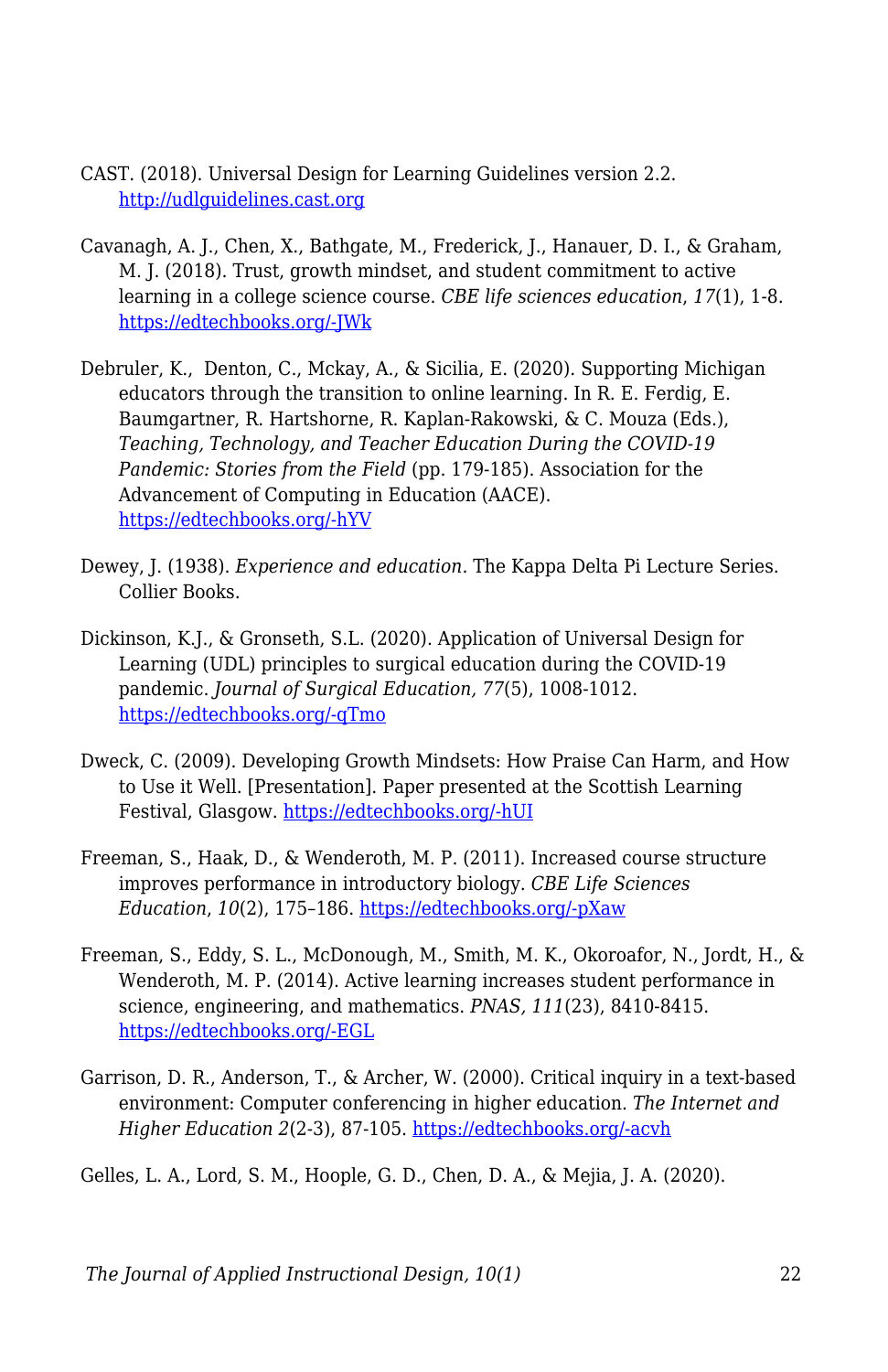CAST. (2018). Universal Design for Learning Guidelines version 2.2. http://udlguidelines.cast.org

Cavanagh, A. J., Chen, X., Bathgate, M., Frederick, J., Hanauer, D. I., & Graham, M. J. (2018). Trust, growth mindset, and student commitment to active learning in a college science course. *CBE life sciences education*, *17*(1), 1-8. https://edtechbooks.org/-JWk

Debruler, K., Denton, C., Mckay, A., & Sicilia, E. (2020). Supporting Michigan educators through the transition to online learning. In R. E. Ferdig, E. Baumgartner, R. Hartshorne, R. Kaplan-Rakowski, & C. Mouza (Eds.), *Teaching, Technology, and Teacher Education During the COVID-19 Pandemic: Stories from the Field* (pp. 179-185). Association for the Advancement of Computing in Education (AACE). https://edtechbooks.org/-hYV

Dewey, J. (1938). *Experience and education.* The Kappa Delta Pi Lecture Series. Collier Books.

Dickinson, K.J., & Gronseth, S.L. (2020). Application of Universal Design for Learning (UDL) principles to surgical education during the COVID-19 pandemic. *Journal of Surgical Education, 77*(5), 1008-1012. https://edtechbooks.org/-qTmo

Dweck, C. (2009). Developing Growth Mindsets: How Praise Can Harm, and How to Use it Well. [Presentation]. Paper presented at the Scottish Learning Festival, Glasgow. https://edtechbooks.org/-hUI

Freeman, S., Haak, D., & Wenderoth, M. P. (2011). Increased course structure improves performance in introductory biology. *CBE Life Sciences Education*, *10*(2), 175–186. https://edtechbooks.org/-pXaw

Freeman, S., Eddy, S. L., McDonough, M., Smith, M. K., Okoroafor, N., Jordt, H., & Wenderoth, M. P. (2014). Active learning increases student performance in science, engineering, and mathematics. *PNAS, 111*(23), 8410-8415. https://edtechbooks.org/-EGL

Garrison, D. R., Anderson, T., & Archer, W. (2000). Critical inquiry in a text-based environment: Computer conferencing in higher education. *The Internet and Higher Education 2*(2-3), 87-105. https://edtechbooks.org/-acvh

Gelles, L. A., Lord, S. M., Hoople, G. D., Chen, D. A., & Mejia, J. A. (2020).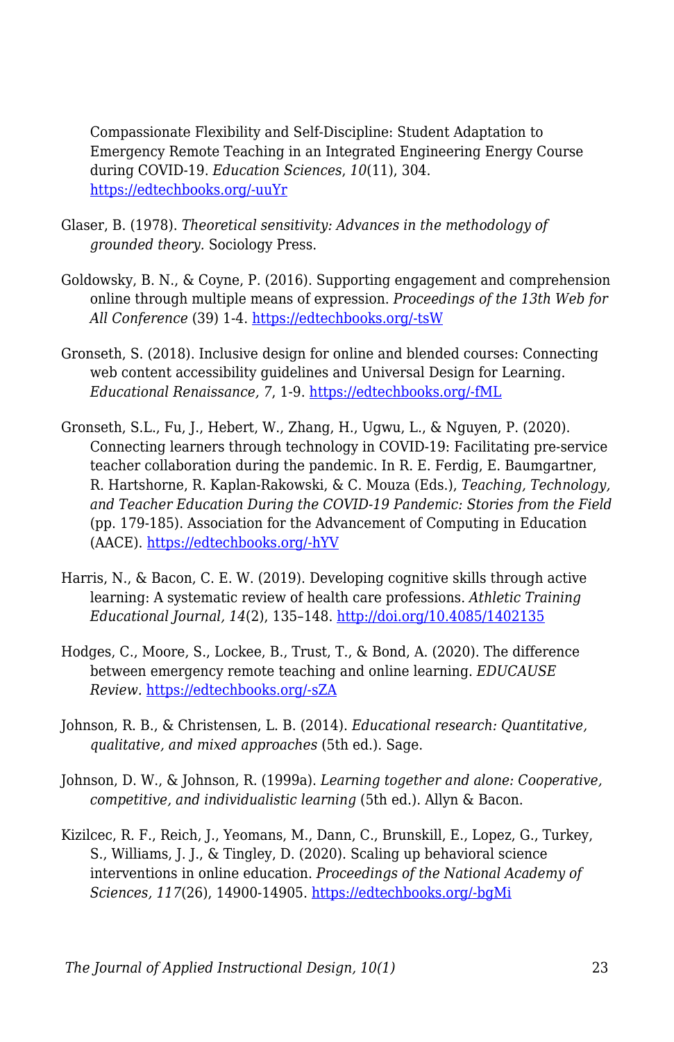Compassionate Flexibility and Self-Discipline: Student Adaptation to Emergency Remote Teaching in an Integrated Engineering Energy Course during COVID-19. *Education Sciences*, *10*(11), 304. https://edtechbooks.org/-uuYr

Glaser, B. (1978). *Theoretical sensitivity: Advances in the methodology of grounded theory.* Sociology Press.

Goldowsky, B. N., & Coyne, P. (2016). Supporting engagement and comprehension online through multiple means of expression. *Proceedings of the 13th Web for All Conference* (39) 1-4. https://edtechbooks.org/-tsW

Gronseth, S. (2018). Inclusive design for online and blended courses: Connecting web content accessibility guidelines and Universal Design for Learning. *Educational Renaissance, 7*, 1-9. https://edtechbooks.org/-fML

Gronseth, S.L., Fu, J., Hebert, W., Zhang, H., Ugwu, L., & Nguyen, P. (2020). Connecting learners through technology in COVID-19: Facilitating pre-service teacher collaboration during the pandemic. In R. E. Ferdig, E. Baumgartner, R. Hartshorne, R. Kaplan-Rakowski, & C. Mouza (Eds.), *Teaching, Technology, and Teacher Education During the COVID-19 Pandemic: Stories from the Field* (pp. 179-185). Association for the Advancement of Computing in Education (AACE). https://edtechbooks.org/-hYV

Harris, N., & Bacon, C. E. W. (2019). Developing cognitive skills through active learning: A systematic review of health care professions. *Athletic Training Educational Journal, 14*(2), 135–148. http://doi.org/10.4085/1402135

Hodges, C., Moore, S., Lockee, B., Trust, T., & Bond, A. (2020). The difference between emergency remote teaching and online learning. *EDUCAUSE Review.* https://edtechbooks.org/-sZA

Johnson, R. B., & Christensen, L. B. (2014). *Educational research: Quantitative, qualitative, and mixed approaches* (5th ed.). Sage.

Johnson, D. W., & Johnson, R. (1999a). *Learning together and alone: Cooperative, competitive, and individualistic learning* (5th ed.). Allyn & Bacon.

Kizilcec, R. F., Reich, J., Yeomans, M., Dann, C., Brunskill, E., Lopez, G., Turkey, S., Williams, J. J., & Tingley, D. (2020). Scaling up behavioral science interventions in online education. *Proceedings of the National Academy of Sciences, 117*(26), 14900-14905. https://edtechbooks.org/-bgMi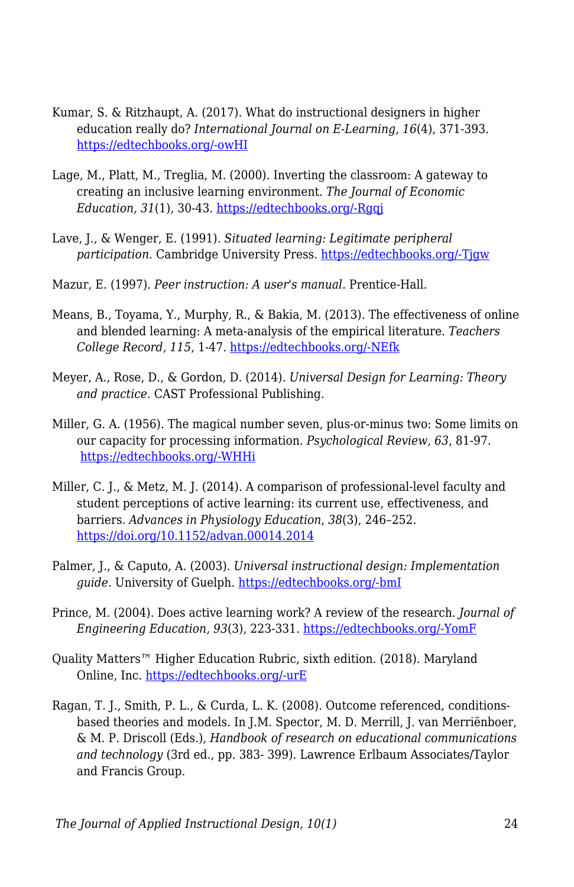Kumar, S. & Ritzhaupt, A. (2017). What do instructional designers in higher education really do? *International Journal on E-Learning, 16*(4), 371-393. https://edtechbooks.org/-owHI

Lage, M., Platt, M., Treglia, M. (2000). Inverting the classroom: A gateway to creating an inclusive learning environment. *The Journal of Economic Education, 31*(1), 30-43. https://edtechbooks.org/-Rgqj

Lave, J., & Wenger, E. (1991). *Situated learning: Legitimate peripheral participation*. Cambridge University Press. https://edtechbooks.org/-Tjgw

Mazur, E. (1997). *Peer instruction: A user's manual*. Prentice-Hall.

Means, B., Toyama, Y., Murphy, R., & Bakia, M. (2013). The effectiveness of online and blended learning: A meta-analysis of the empirical literature. *Teachers College Record*, *115*, 1-47. https://edtechbooks.org/-NEfk

Meyer, A., Rose, D., & Gordon, D. (2014). *Universal Design for Learning: Theory and practice.* CAST Professional Publishing.

Miller, G. A. (1956). The magical number seven, plus-or-minus two: Some limits on our capacity for processing information. *Psychological Review*, *63*, 81-97. https://edtechbooks.org/-WHHi

Miller, C. J., & Metz, M. J. (2014). A comparison of professional-level faculty and student perceptions of active learning: its current use, effectiveness, and barriers. *Advances in Physiology Education*, *38*(3), 246–252. https://doi.org/10.1152/advan.00014.2014

Palmer, J., & Caputo, A. (2003). *Universal instructional design: Implementation guide*. University of Guelph. https://edtechbooks.org/-bmI

Prince, M. (2004). Does active learning work? A review of the research. *Journal of Engineering Education, 93*(3), 223-331. https://edtechbooks.org/-YomF

Quality Matters™ Higher Education Rubric, sixth edition. (2018). Maryland Online, Inc. https://edtechbooks.org/-urE

Ragan, T. J., Smith, P. L., & Curda, L. K. (2008). Outcome referenced, conditions-based theories and models. In J.M. Spector, M. D. Merrill, J. van Merriënboer, & M. P. Driscoll (Eds.), *Handbook of research on educational communications and technology* (3rd ed., pp. 383- 399). Lawrence Erlbaum Associates/Taylor and Francis Group.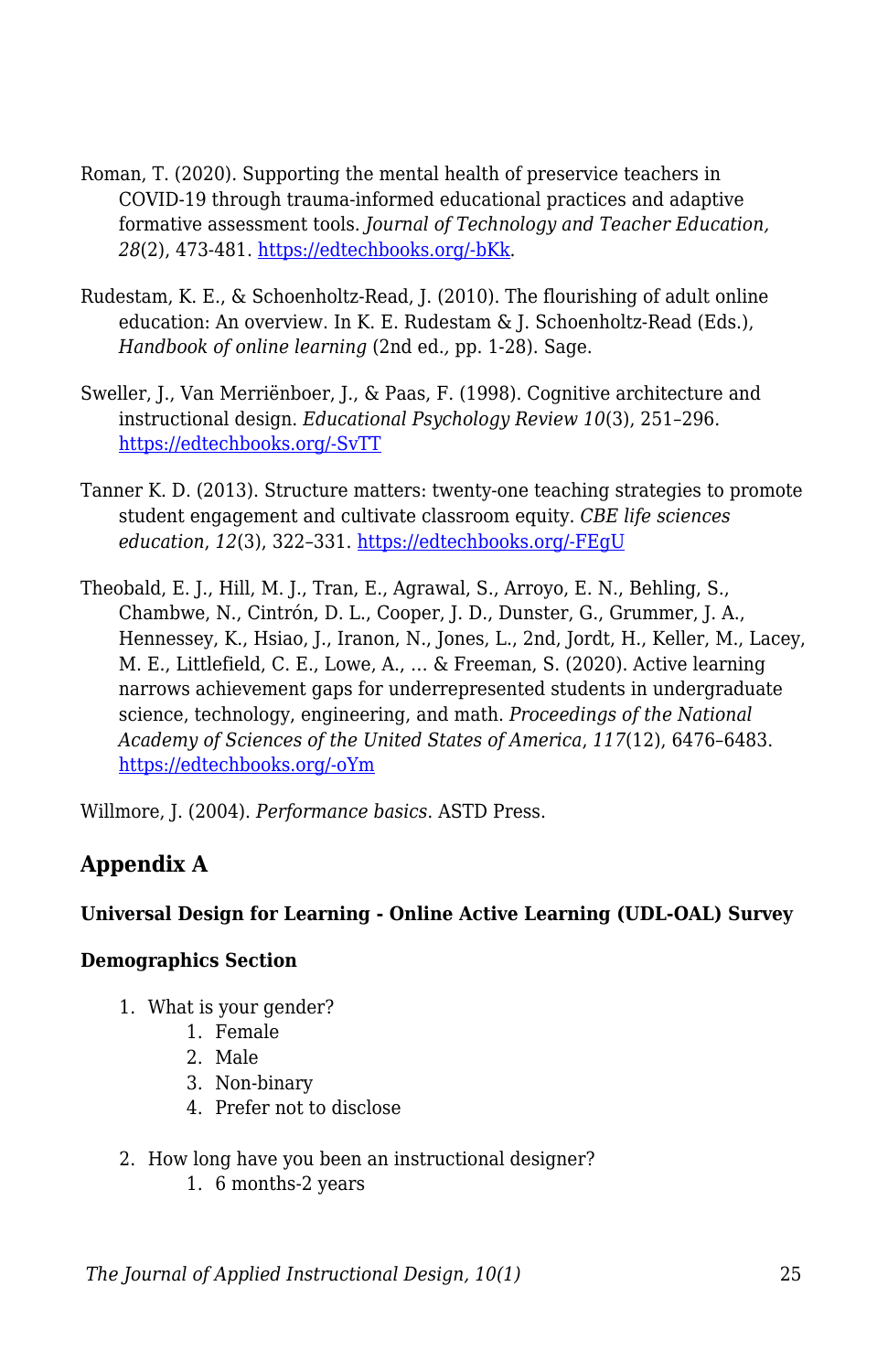Roman, T. (2020). Supporting the mental health of preservice teachers in COVID-19 through trauma-informed educational practices and adaptive formative assessment tools. *Journal of Technology and Teacher Education, 28*(2), 473-481. [https://edtechbooks.org/-bKk](https://edtechbooks.org/-bKk).

Rudestam, K. E., & Schoenholtz-Read, J. (2010). The flourishing of adult online education: An overview. In K. E. Rudestam & J. Schoenholtz-Read (Eds.), *Handbook of online learning* (2nd ed., pp. 1-28). Sage.

Sweller, J., Van Merriënboer, J., & Paas, F. (1998). Cognitive architecture and instructional design. *Educational Psychology Review 10*(3), 251–296. [https://edtechbooks.org/-SvTT](https://edtechbooks.org/-SvTT)

Tanner K. D. (2013). Structure matters: twenty-one teaching strategies to promote student engagement and cultivate classroom equity. *CBE life sciences education*, *12*(3), 322–331. [https://edtechbooks.org/-FEgU](https://edtechbooks.org/-FEgU)

Theobald, E. J., Hill, M. J., Tran, E., Agrawal, S., Arroyo, E. N., Behling, S., Chambwe, N., Cintrón, D. L., Cooper, J. D., Dunster, G., Grummer, J. A., Hennessey, K., Hsiao, J., Iranon, N., Jones, L., 2nd, Jordt, H., Keller, M., Lacey, M. E., Littlefield, C. E., Lowe, A., ... & Freeman, S. (2020). Active learning narrows achievement gaps for underrepresented students in undergraduate science, technology, engineering, and math. *Proceedings of the National Academy of Sciences of the United States of America*, *117*(12), 6476–6483. [https://edtechbooks.org/-oYm](https://edtechbooks.org/-oYm)

Willmore, J. (2004). *Performance basics*. ASTD Press.

## Appendix A

#### Universal Design for Learning - Online Active Learning (UDL-OAL) Survey

#### Demographics Section

1. What is your gender?
    1. Female
    2. Male
    3. Non-binary
    4. Prefer not to disclose
2. How long have you been an instructional designer?
    1. 6 months-2 years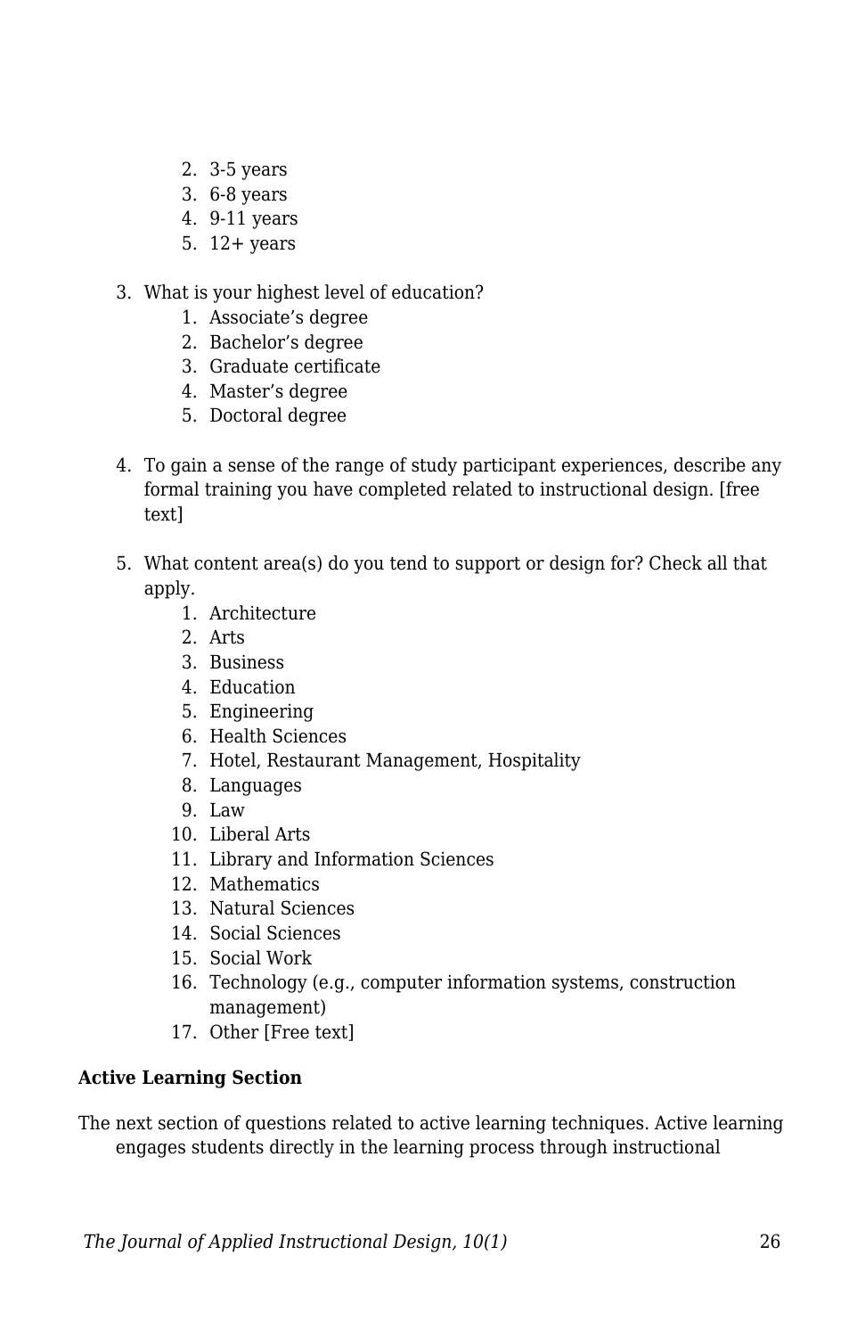2. 3-5 years
3. 6-8 years
4. 9-11 years
5. 12+ years

3. What is your highest level of education?
    1. Associate's degree
    2. Bachelor's degree
    3. Graduate certificate
    4. Master's degree
    5. Doctoral degree

4. To gain a sense of the range of study participant experiences, describe any formal training you have completed related to instructional design. [free text]

5. What content area(s) do you tend to support or design for? Check all that apply.
    1. Architecture
    2. Arts
    3. Business
    4. Education
    5. Engineering
    6. Health Sciences
    7. Hotel, Restaurant Management, Hospitality
    8. Languages
    9. Law
    10. Liberal Arts
    11. Library and Information Sciences
    12. Mathematics
    13. Natural Sciences
    14. Social Sciences
    15. Social Work
    16. Technology (e.g., computer information systems, construction management)
    17. Other [Free text]

**Active Learning Section**

The next section of questions related to active learning techniques. Active learning engages students directly in the learning process through instructional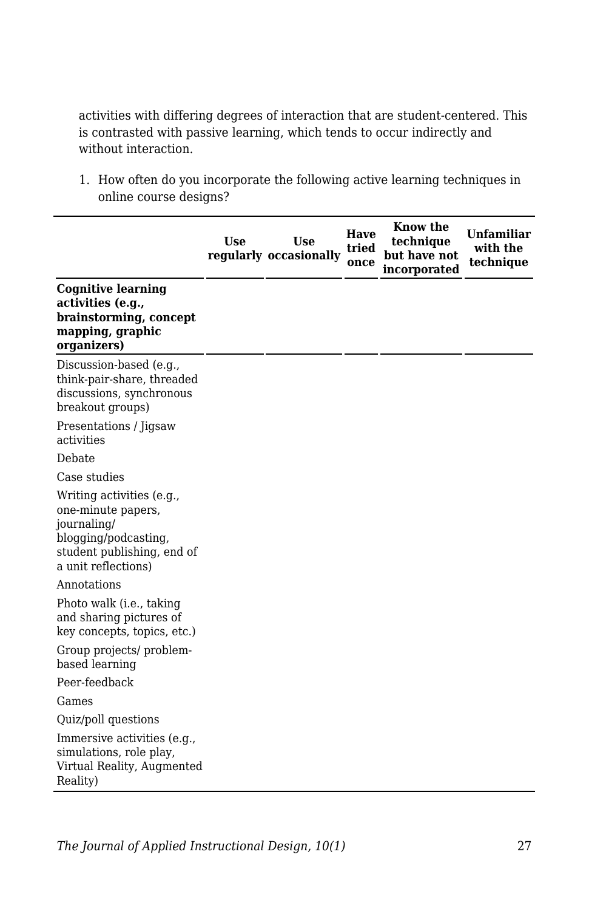activities with differing degrees of interaction that are student-centered. This is contrasted with passive learning, which tends to occur indirectly and without interaction.

1. How often do you incorporate the following active learning techniques in online course designs?

| | Use regularly | Use occasionally | Have tried once | Know the technique but have not incorporated | Unfamiliar with the technique |
|---|---|---|---|---|---|
| **Cognitive learning activities (e.g., brainstorming, concept mapping, graphic organizers)** | | | | | |
| Discussion-based (e.g., think-pair-share, threaded discussions, synchronous breakout groups) | | | | | |
| Presentations / Jigsaw activities | | | | | |
| Debate | | | | | |
| Case studies | | | | | |
| Writing activities (e.g., one-minute papers, journaling/ blogging/podcasting, student publishing, end of a unit reflections) | | | | | |
| Annotations | | | | | |
| Photo walk (i.e., taking and sharing pictures of key concepts, topics, etc.) | | | | | |
| Group projects/ problem-based learning | | | | | |
| Peer-feedback | | | | | |
| Games | | | | | |
| Quiz/poll questions | | | | | |
| Immersive activities (e.g., simulations, role play, Virtual Reality, Augmented Reality) | | | | | |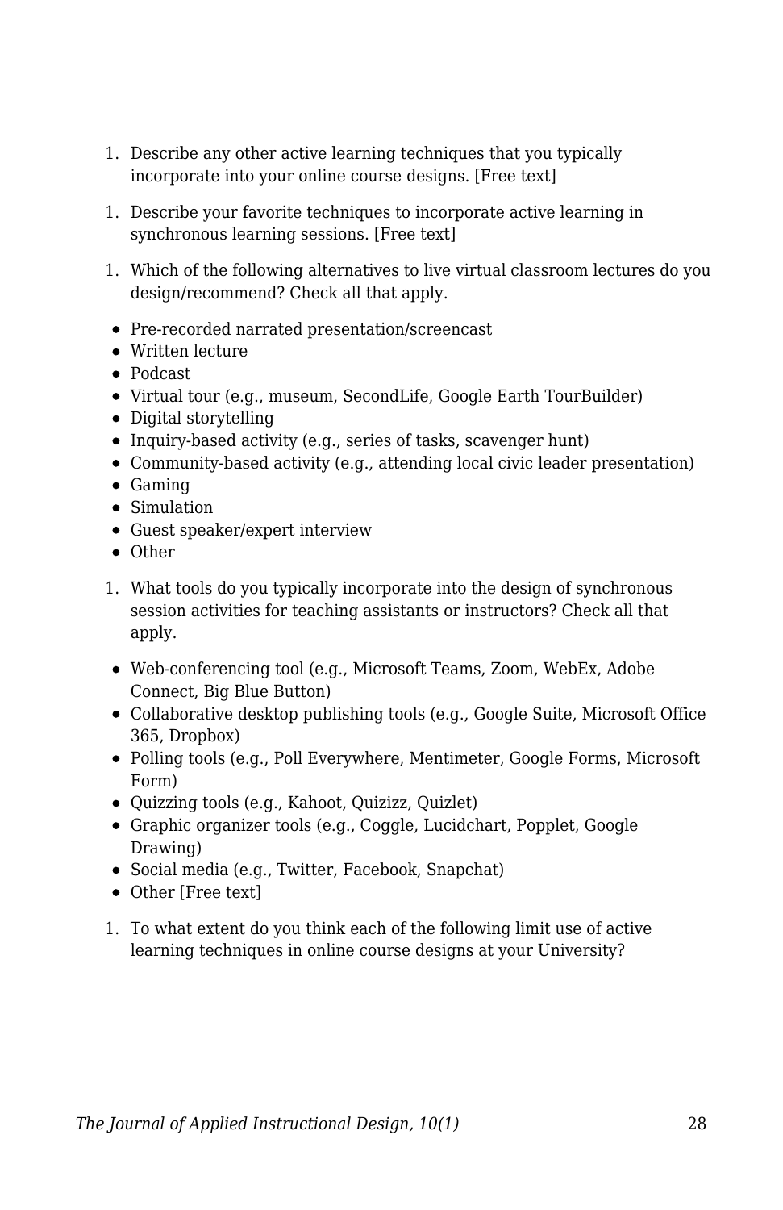1. Describe any other active learning techniques that you typically incorporate into your online course designs. [Free text]

1. Describe your favorite techniques to incorporate active learning in synchronous learning sessions. [Free text]

1. Which of the following alternatives to live virtual classroom lectures do you design/recommend? Check all that apply.

- Pre-recorded narrated presentation/screencast
- Written lecture
- Podcast
- Virtual tour (e.g., museum, SecondLife, Google Earth TourBuilder)
- Digital storytelling
- Inquiry-based activity (e.g., series of tasks, scavenger hunt)
- Community-based activity (e.g., attending local civic leader presentation)
- Gaming
- Simulation
- Guest speaker/expert interview
- Other ___________________________________

1. What tools do you typically incorporate into the design of synchronous session activities for teaching assistants or instructors? Check all that apply.

- Web-conferencing tool (e.g., Microsoft Teams, Zoom, WebEx, Adobe Connect, Big Blue Button)
- Collaborative desktop publishing tools (e.g., Google Suite, Microsoft Office 365, Dropbox)
- Polling tools (e.g., Poll Everywhere, Mentimeter, Google Forms, Microsoft Form)
- Quizzing tools (e.g., Kahoot, Quizizz, Quizlet)
- Graphic organizer tools (e.g., Coggle, Lucidchart, Popplet, Google Drawing)
- Social media (e.g., Twitter, Facebook, Snapchat)
- Other [Free text]

1. To what extent do you think each of the following limit use of active learning techniques in online course designs at your University?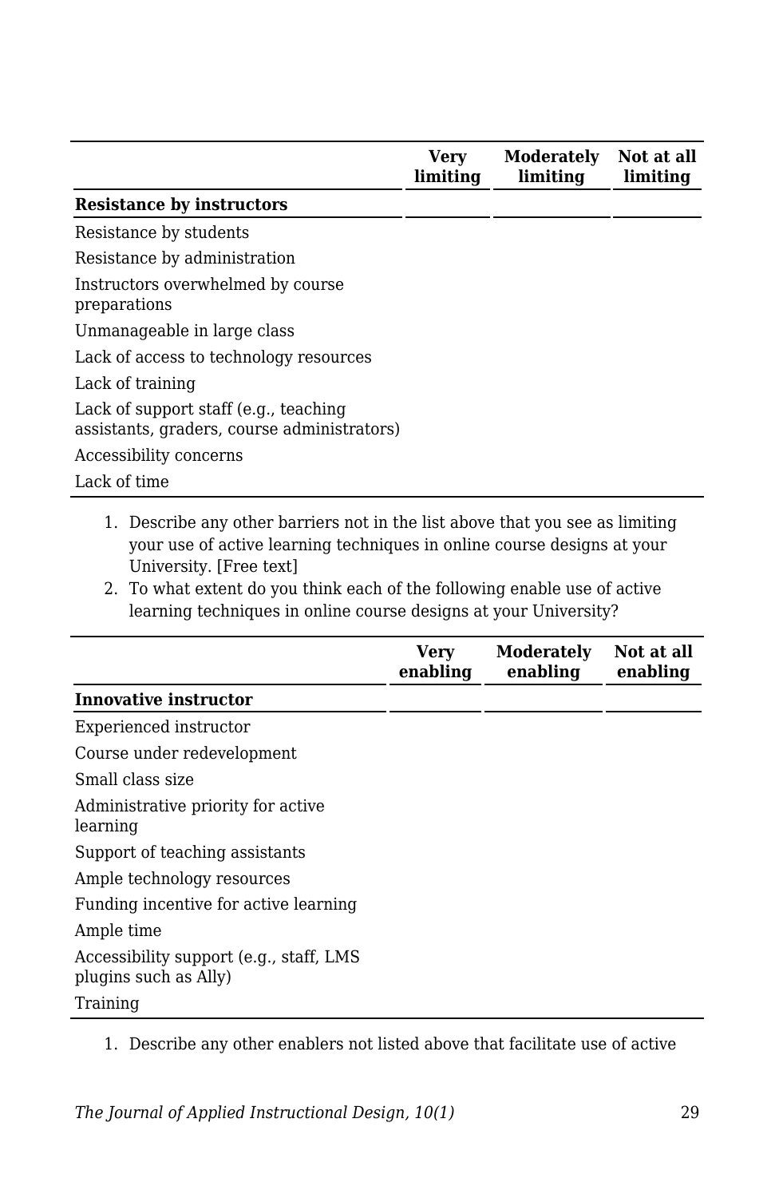| | Very limiting | Moderately limiting | Not at all limiting |
|---|---|---|---|
| **Resistance by instructors** | | | |
| Resistance by students | | | |
| Resistance by administration | | | |
| Instructors overwhelmed by course preparations | | | |
| Unmanageable in large class | | | |
| Lack of access to technology resources | | | |
| Lack of training | | | |
| Lack of support staff (e.g., teaching assistants, graders, course administrators) | | | |
| Accessibility concerns | | | |
| Lack of time | | | |

1. Describe any other barriers not in the list above that you see as limiting your use of active learning techniques in online course designs at your University. [Free text]
2. To what extent do you think each of the following enable use of active learning techniques in online course designs at your University?

| | Very enabling | Moderately enabling | Not at all enabling |
|---|---|---|---|
| **Innovative instructor** | | | |
| Experienced instructor | | | |
| Course under redevelopment | | | |
| Small class size | | | |
| Administrative priority for active learning | | | |
| Support of teaching assistants | | | |
| Ample technology resources | | | |
| Funding incentive for active learning | | | |
| Ample time | | | |
| Accessibility support (e.g., staff, LMS plugins such as Ally) | | | |
| Training | | | |

1. Describe any other enablers not listed above that facilitate use of active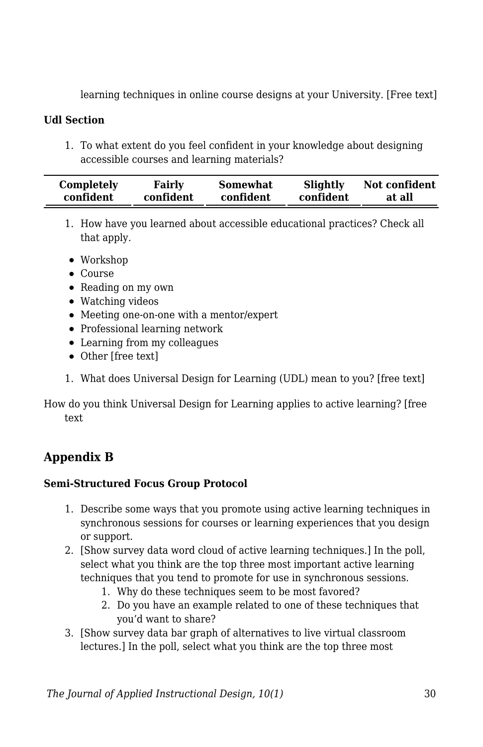learning techniques in online course designs at your University. [Free text]

**Udl Section**

1. To what extent do you feel confident in your knowledge about designing accessible courses and learning materials?

| Completely confident | Fairly confident | Somewhat confident | Slightly confident | Not confident at all |
|---|---|---|---|---|

1. How have you learned about accessible educational practices? Check all that apply.

- Workshop
- Course
- Reading on my own
- Watching videos
- Meeting one-on-one with a mentor/expert
- Professional learning network
- Learning from my colleagues
- Other [free text]

1. What does Universal Design for Learning (UDL) mean to you? [free text]

How do you think Universal Design for Learning applies to active learning? [free text

## Appendix B

**Semi-Structured Focus Group Protocol**

1. Describe some ways that you promote using active learning techniques in synchronous sessions for courses or learning experiences that you design or support.
2. [Show survey data word cloud of active learning techniques.] In the poll, select what you think are the top three most important active learning techniques that you tend to promote for use in synchronous sessions.
    1. Why do these techniques seem to be most favored?
    2. Do you have an example related to one of these techniques that you'd want to share?
3. [Show survey data bar graph of alternatives to live virtual classroom lectures.] In the poll, select what you think are the top three most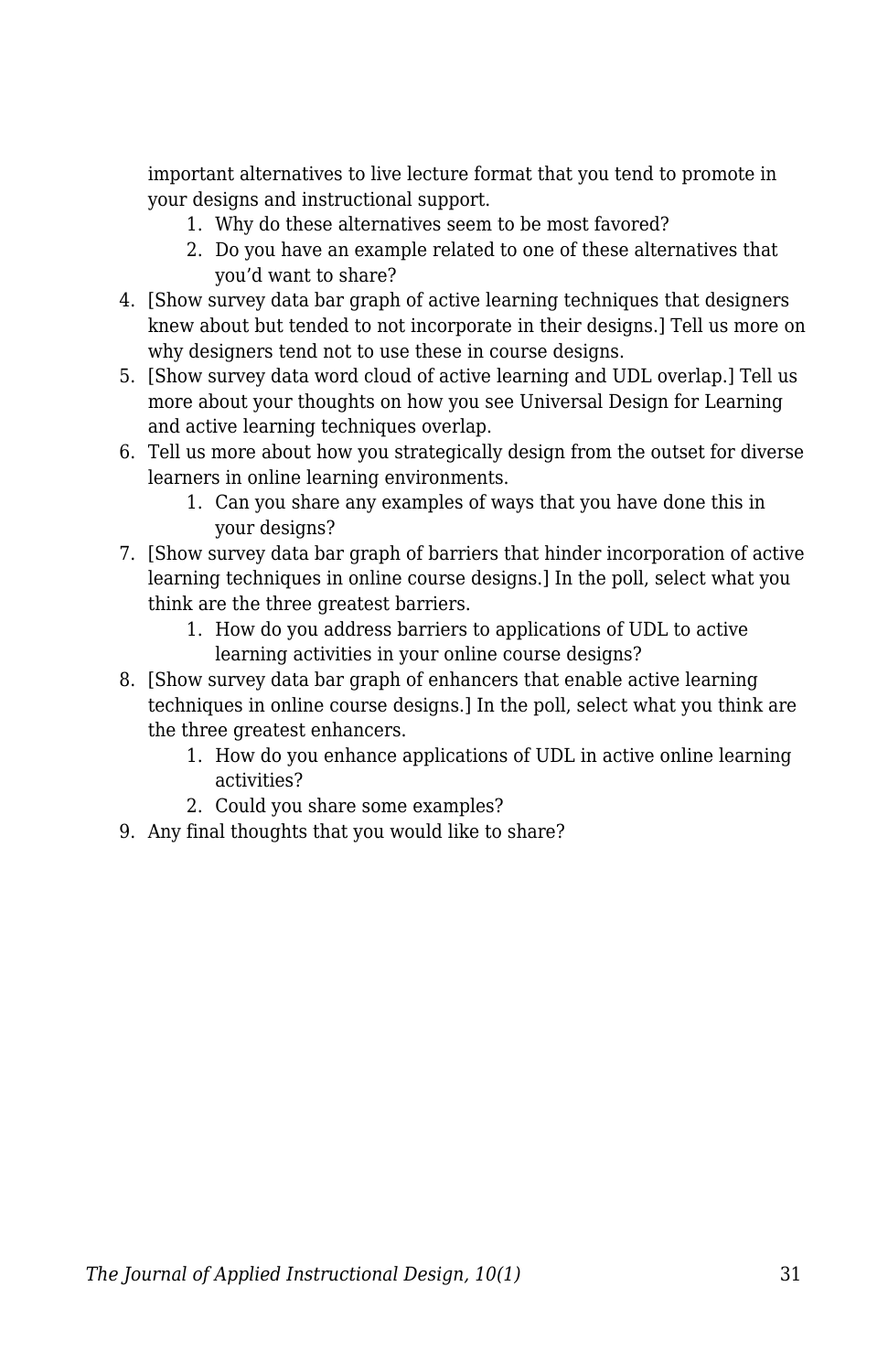important alternatives to live lecture format that you tend to promote in your designs and instructional support.
    1. Why do these alternatives seem to be most favored?
    2. Do you have an example related to one of these alternatives that you'd want to share?
4. [Show survey data bar graph of active learning techniques that designers knew about but tended to not incorporate in their designs.] Tell us more on why designers tend not to use these in course designs.
5. [Show survey data word cloud of active learning and UDL overlap.] Tell us more about your thoughts on how you see Universal Design for Learning and active learning techniques overlap.
6. Tell us more about how you strategically design from the outset for diverse learners in online learning environments.
    1. Can you share any examples of ways that you have done this in your designs?
7. [Show survey data bar graph of barriers that hinder incorporation of active learning techniques in online course designs.] In the poll, select what you think are the three greatest barriers.
    1. How do you address barriers to applications of UDL to active learning activities in your online course designs?
8. [Show survey data bar graph of enhancers that enable active learning techniques in online course designs.] In the poll, select what you think are the three greatest enhancers.
    1. How do you enhance applications of UDL in active online learning activities?
    2. Could you share some examples?
9. Any final thoughts that you would like to share?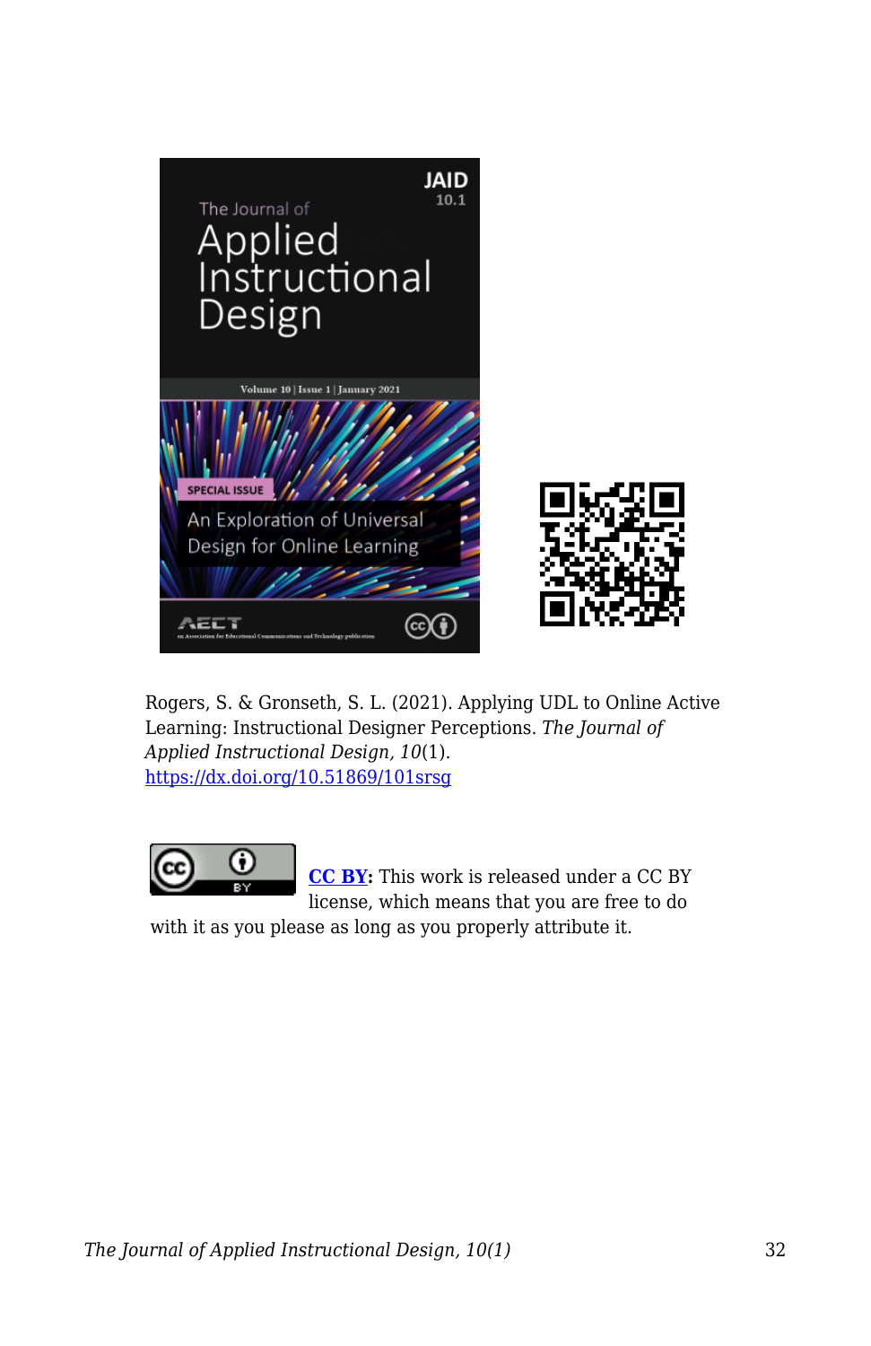Rogers, S. & Gronseth, S. L. (2021). Applying UDL to Online Active Learning: Instructional Designer Perceptions. *The Journal of Applied Instructional Design, 10*(1). https://dx.doi.org/10.51869/101srsg

**CC BY**: This work is released under a CC BY license, which means that you are free to do with it as you please as long as you properly attribute it.